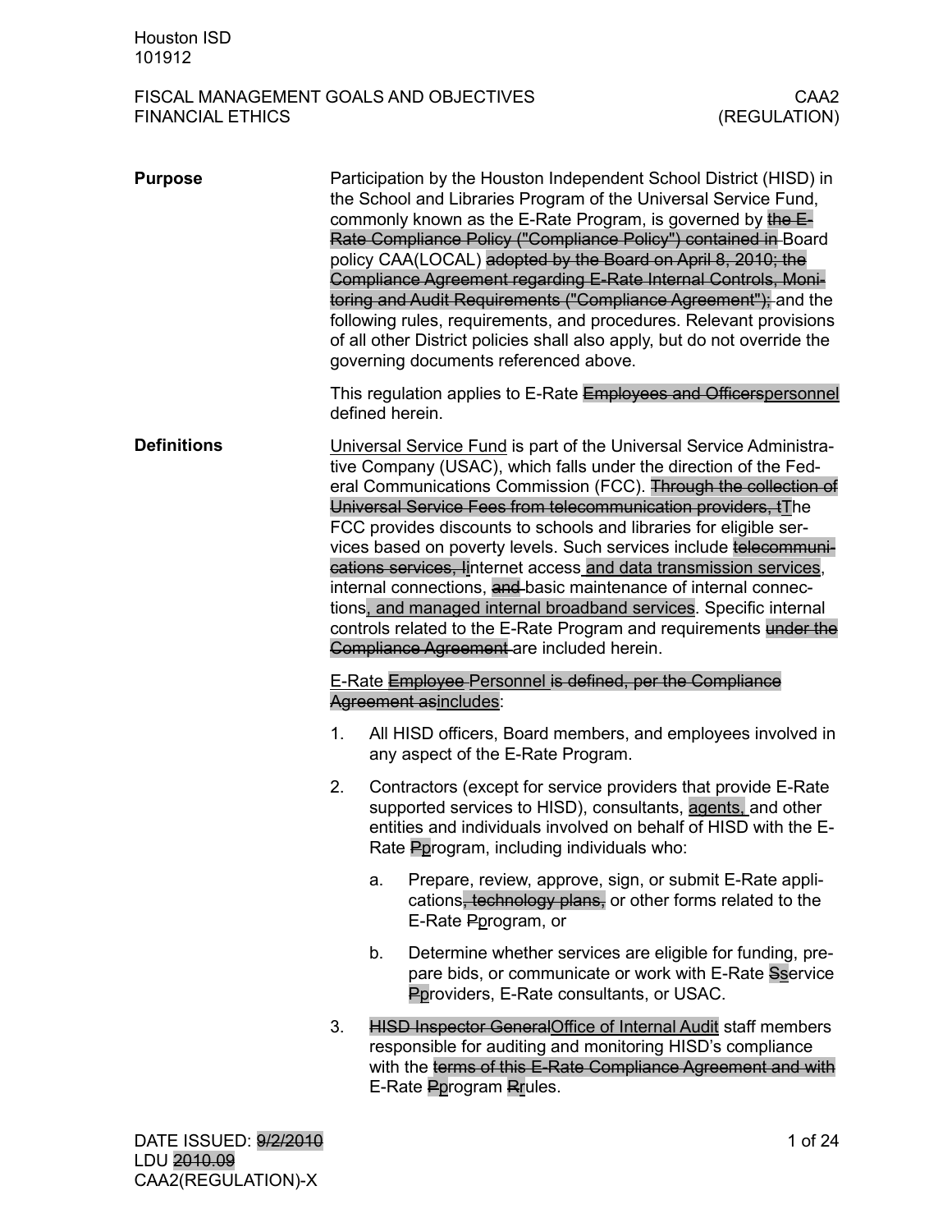Houston ISD
101912

FISCAL MANAGEMENT GOALS AND OBJECTIVES — CAA2
FINANCIAL ETHICS — (REGULATION)

**Purpose**

Participation by the Houston Independent School District (HISD) in the School and Libraries Program of the Universal Service Fund, commonly known as the E-Rate Program, is governed by ~~the E-Rate Compliance Policy ("Compliance Policy") contained in~~ Board policy CAA(LOCAL) ~~adopted by the Board on April 8, 2010; the Compliance Agreement regarding E-Rate Internal Controls, Monitoring and Audit Requirements ("Compliance Agreement");~~ and the following rules, requirements, and procedures. Relevant provisions of all other District policies shall also apply, but do not override the governing documents referenced above.

This regulation applies to E-Rate ~~Employees and Officers~~<u>personnel</u> defined herein.

**Definitions**

<u>Universal Service Fund</u> is part of the Universal Service Administrative Company (USAC), which falls under the direction of the Federal Communications Commission (FCC). ~~Through the collection of Universal Service Fees from telecommunication providers, t~~<u>T</u>he FCC provides discounts to schools and libraries for eligible services based on poverty levels. Such services include ~~telecommunications services, I~~<u>i</u>nternet access<u> and data transmission services</u>, internal connections, ~~and~~ basic maintenance of internal connections<u>, and managed internal broadband services</u>. Specific internal controls related to the E-Rate Program and requirements ~~under the Compliance Agreement~~ are included herein.

<u>E-Rate ~~Employee~~ Personnel</u> ~~is defined, per the Compliance Agreement as~~<u>includes</u>:

1. All HISD officers, Board members, and employees involved in any aspect of the E-Rate Program.
2. Contractors (except for service providers that provide E-Rate supported services to HISD), consultants, <u>agents,</u> and other entities and individuals involved on behalf of HISD with the E-Rate ~~P~~<u>p</u>rogram, including individuals who:
   a. Prepare, review, approve, sign, or submit E-Rate applications~~, technology plans,~~ or other forms related to the E-Rate ~~P~~<u>p</u>rogram, or
   b. Determine whether services are eligible for funding, prepare bids, or communicate or work with E-Rate ~~S~~<u>s</u>ervice ~~P~~<u>p</u>roviders, E-Rate consultants, or USAC.
3. ~~HISD Inspector General~~<u>Office of Internal Audit</u> staff members responsible for auditing and monitoring HISD's compliance with the ~~terms of this E-Rate Compliance Agreement and with~~ E-Rate ~~P~~<u>p</u>rogram ~~R~~<u>r</u>ules.

DATE ISSUED: ~~9/2/2010~~
LDU ~~2010.09~~
CAA2(REGULATION)-X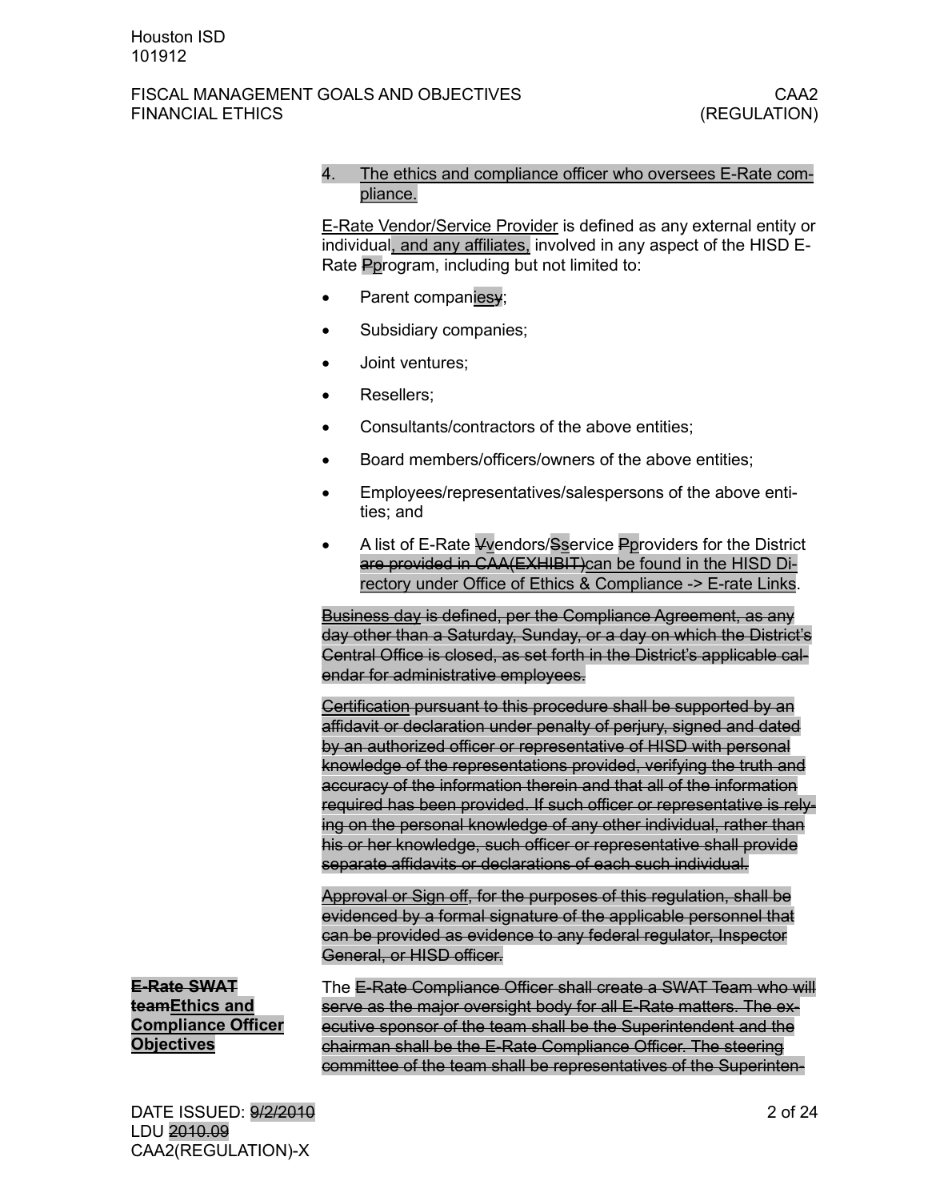4. The ethics and compliance officer who oversees E-Rate compliance.

E-Rate Vendor/Service Provider is defined as any external entity or individual, and any affiliates, involved in any aspect of the HISD E-Rate Pprogram, including but not limited to:

- Parent companiesy;
- Subsidiary companies;
- Joint ventures;
- Resellers;
- Consultants/contractors of the above entities;
- Board members/officers/owners of the above entities;
- Employees/representatives/salespersons of the above entities; and
- A list of E-Rate Vvendors/Sservice Pproviders for the District are provided in CAA(EXHIBIT)can be found in the HISD Directory under Office of Ethics & Compliance -> E-rate Links.

~~Business day is defined, per the Compliance Agreement, as any day other than a Saturday, Sunday, or a day on which the District's Central Office is closed, as set forth in the District's applicable calendar for administrative employees.~~

~~Certification pursuant to this procedure shall be supported by an affidavit or declaration under penalty of perjury, signed and dated by an authorized officer or representative of HISD with personal knowledge of the representations provided, verifying the truth and accuracy of the information therein and that all of the information required has been provided. If such officer or representative is relying on the personal knowledge of any other individual, rather than his or her knowledge, such officer or representative shall provide separate affidavits or declarations of each such individual.~~

~~Approval or Sign off, for the purposes of this regulation, shall be evidenced by a formal signature of the applicable personnel that can be provided as evidence to any federal regulator, Inspector General, or HISD officer.~~

**~~E-Rate SWAT team~~Ethics and Compliance Officer Objectives**

The ~~E-Rate Compliance Officer shall create a SWAT Team who will serve as the major oversight body for all E-Rate matters. The executive sponsor of the team shall be the Superintendent and the chairman shall be the E-Rate Compliance Officer. The steering committee of the team shall be representatives of the Superinten-~~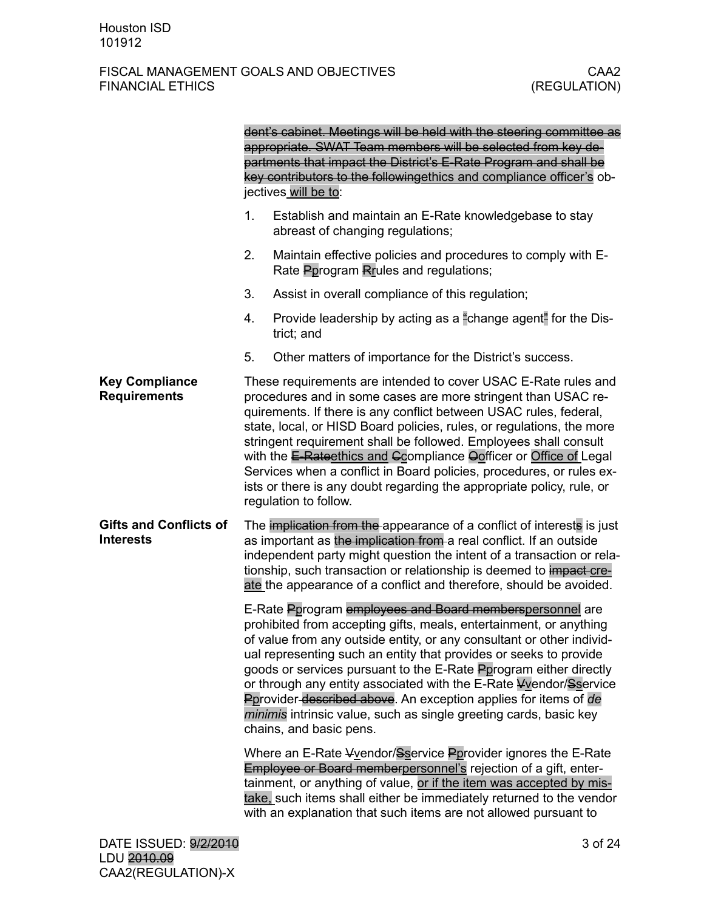~~dent's cabinet. Meetings will be held with the steering committee as appropriate. SWAT Team members will be selected from key departments that impact the District's E-Rate Program and shall be key contributors to the following~~ethics and compliance officer's objectives will be to:

1. Establish and maintain an E-Rate knowledgebase to stay abreast of changing regulations;
2. Maintain effective policies and procedures to comply with E-Rate ~~P~~program ~~R~~rules and regulations;
3. Assist in overall compliance of this regulation;
4. Provide leadership by acting as a "change agent" for the District; and
5. Other matters of importance for the District's success.

**Key Compliance Requirements**

These requirements are intended to cover USAC E-Rate rules and procedures and in some cases are more stringent than USAC requirements. If there is any conflict between USAC rules, federal, state, local, or HISD Board policies, rules, or regulations, the more stringent requirement shall be followed. Employees shall consult with the ~~E-Rate~~ethics and ~~C~~compliance ~~O~~officer or Office of Legal Services when a conflict in Board policies, procedures, or rules exists or there is any doubt regarding the appropriate policy, rule, or regulation to follow.

**Gifts and Conflicts of Interests**

The ~~implication from the~~ appearance of a conflict of interest~~s~~ is just as important as ~~the implication from~~ a real conflict. If an outside independent party might question the intent of a transaction or relationship, such transaction or relationship is deemed to ~~impact~~ create the appearance of a conflict and therefore, should be avoided.

E-Rate ~~P~~program ~~employees and Board members~~personnel are prohibited from accepting gifts, meals, entertainment, or anything of value from any outside entity, or any consultant or other individual representing such an entity that provides or seeks to provide goods or services pursuant to the E-Rate ~~P~~program either directly or through any entity associated with the E-Rate ~~V~~vendor/~~S~~service ~~P~~provider ~~described above~~. An exception applies for items of *de minimis* intrinsic value, such as single greeting cards, basic key chains, and basic pens.

Where an E-Rate ~~V~~vendor/~~S~~service ~~P~~provider ignores the E-Rate ~~Employee or Board member~~personnel's rejection of a gift, entertainment, or anything of value, or if the item was accepted by mistake, such items shall either be immediately returned to the vendor with an explanation that such items are not allowed pursuant to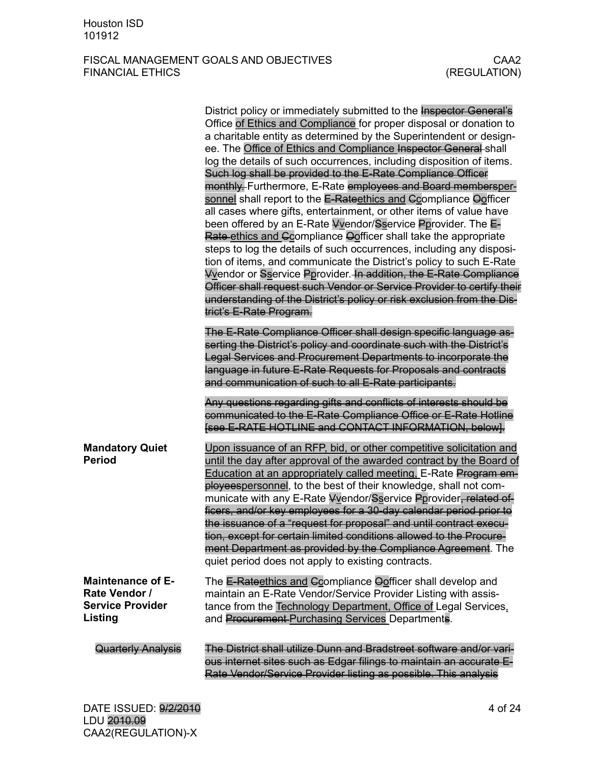District policy or immediately submitted to the ~~Inspector General's~~ Office <u>of Ethics and Compliance</u> for proper disposal or donation to a charitable entity as determined by the Superintendent or designee. The <u>Office of Ethics and Compliance</u> ~~Inspector General~~ shall log the details of such occurrences, including disposition of items. ~~Such log shall be provided to the E-Rate Compliance Officer monthly.~~ Furthermore, E-Rate ~~employees and Board members~~<u>personnel</u> shall report to the ~~E-Rate~~<u>ethics and</u> ~~C~~<u>c</u>ompliance ~~O~~<u>o</u>fficer all cases where gifts, entertainment, or other items of value have been offered by an E-Rate ~~V~~<u>v</u>endor/~~S~~<u>s</u>ervice ~~P~~<u>p</u>rovider. The ~~E-Rate~~ <u>ethics and</u> ~~C~~<u>c</u>ompliance ~~O~~<u>o</u>fficer shall take the appropriate steps to log the details of such occurrences, including any disposition of items, and communicate the District's policy to such E-Rate ~~V~~<u>v</u>endor or ~~S~~<u>s</u>ervice ~~P~~<u>p</u>rovider. ~~In addition, the E-Rate Compliance Officer shall request such Vendor or Service Provider to certify their understanding of the District's policy or risk exclusion from the District's E-Rate Program.~~

~~The E-Rate Compliance Officer shall design specific language asserting the District's policy and coordinate such with the District's Legal Services and Procurement Departments to incorporate the language in future E-Rate Requests for Proposals and contracts and communication of such to all E-Rate participants.~~

~~Any questions regarding gifts and conflicts of interests should be communicated to the E-Rate Compliance Office or E-Rate Hotline [see E-RATE HOTLINE and CONTACT INFORMATION, below].~~

**Mandatory Quiet Period**

<u>Upon issuance of an RFP, bid, or other competitive solicitation and until the day after approval of the awarded contract by the Board of Education at an appropriately called meeting,</u> E-Rate ~~Program employees~~<u>personnel</u>, to the best of their knowledge, shall not communicate with any E-Rate ~~V~~<u>v</u>endor/~~S~~<u>s</u>ervice ~~P~~<u>p</u>rovider~~, related officers, and/or key employees for a 30-day calendar period prior to the issuance of a "request for proposal" and until contract execution, except for certain limited conditions allowed to the Procurement Department as provided by the Compliance Agreement~~. The quiet period does not apply to existing contracts.

**Maintenance of E-Rate Vendor / Service Provider Listing**

The ~~E-Rate~~<u>ethics and</u> ~~C~~<u>c</u>ompliance ~~O~~<u>o</u>fficer shall develop and maintain an E-Rate Vendor/Service Provider Listing with assistance from the <u>Technology Department, Office of</u> Legal Services<u>,</u> and ~~Procurement~~ <u>Purchasing Services</u> Department~~s~~.

~~Quarterly Analysis~~

~~The District shall utilize Dunn and Bradstreet software and/or various internet sites such as Edgar filings to maintain an accurate E-Rate Vendor/Service Provider listing as possible. This analysis~~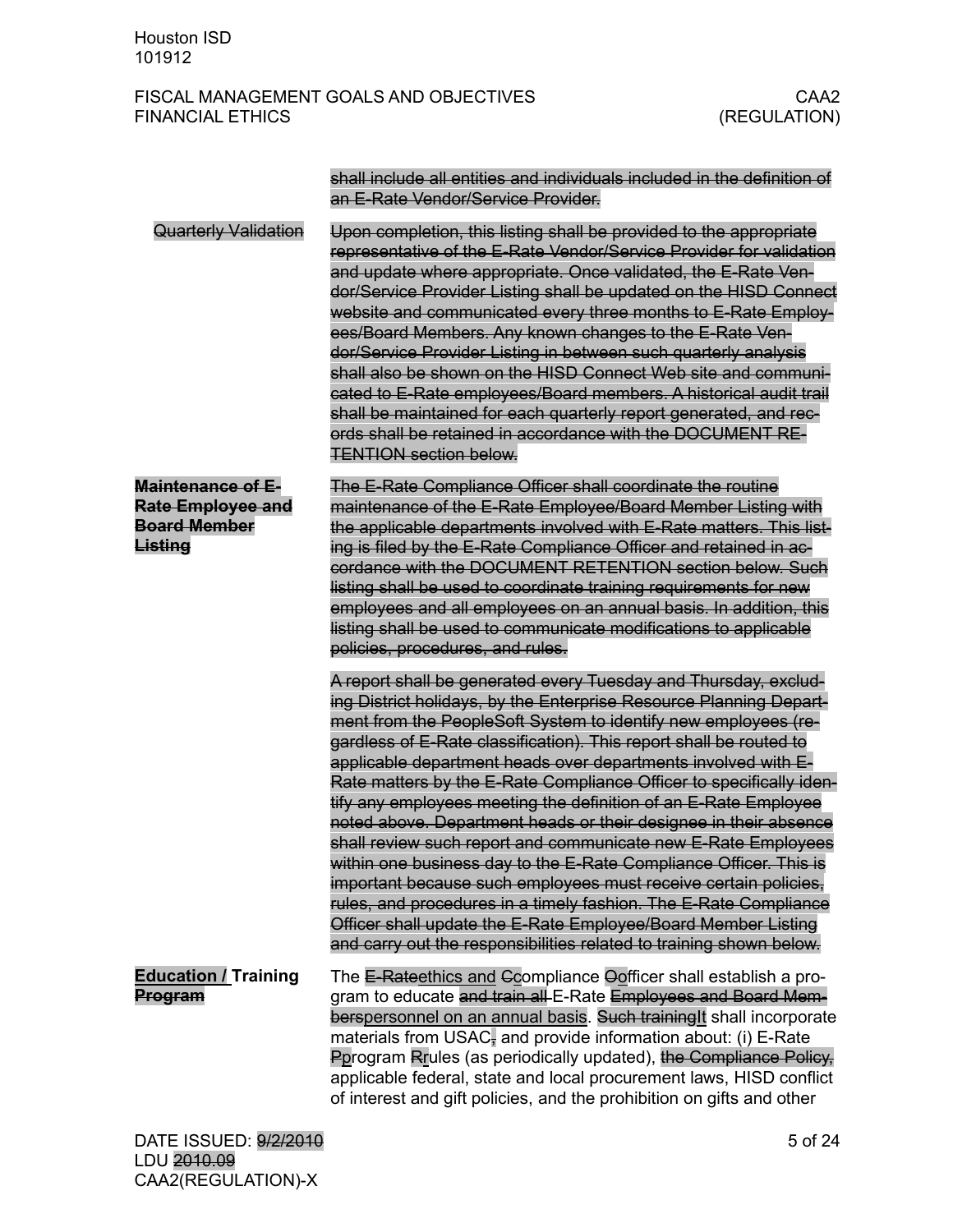~~shall include all entities and individuals included in the definition of an E-Rate Vendor/Service Provider.~~

~~Quarterly Validation~~

~~Upon completion, this listing shall be provided to the appropriate representative of the E-Rate Vendor/Service Provider for validation and update where appropriate. Once validated, the E-Rate Vendor/Service Provider Listing shall be updated on the HISD Connect website and communicated every three months to E-Rate Employees/Board Members. Any known changes to the E-Rate Vendor/Service Provider Listing in between such quarterly analysis shall also be shown on the HISD Connect Web site and communicated to E-Rate employees/Board members. A historical audit trail shall be maintained for each quarterly report generated, and records shall be retained in accordance with the DOCUMENT RETENTION section below.~~

**~~Maintenance of E-Rate Employee and Board Member Listing~~**

~~The E-Rate Compliance Officer shall coordinate the routine maintenance of the E-Rate Employee/Board Member Listing with the applicable departments involved with E-Rate matters. This listing is filed by the E-Rate Compliance Officer and retained in accordance with the DOCUMENT RETENTION section below. Such listing shall be used to coordinate training requirements for new employees and all employees on an annual basis. In addition, this listing shall be used to communicate modifications to applicable policies, procedures, and rules.~~

~~A report shall be generated every Tuesday and Thursday, excluding District holidays, by the Enterprise Resource Planning Department from the PeopleSoft System to identify new employees (regardless of E-Rate classification). This report shall be routed to applicable department heads over departments involved with E-Rate matters by the E-Rate Compliance Officer to specifically identify any employees meeting the definition of an E-Rate Employee noted above. Department heads or their designee in their absence shall review such report and communicate new E-Rate Employees within one business day to the E-Rate Compliance Officer. This is important because such employees must receive certain policies, rules, and procedures in a timely fashion. The E-Rate Compliance Officer shall update the E-Rate Employee/Board Member Listing and carry out the responsibilities related to training shown below.~~

**<u>Education /</u> Training ~~Program~~**

The ~~E-Rate~~<u>ethics and</u> ~~C~~<u>c</u>ompliance ~~O~~<u>o</u>fficer shall establish a program to educate ~~and train all~~ E-Rate ~~Employees and Board Members~~<u>personnel on an annual basis</u>. ~~Such training~~<u>It</u> shall incorporate materials from USAC~~,~~ and provide information about: (i) E-Rate ~~P~~<u>p</u>rogram ~~R~~<u>r</u>ules (as periodically updated), ~~the Compliance Policy,~~ applicable federal, state and local procurement laws, HISD conflict of interest and gift policies, and the prohibition on gifts and other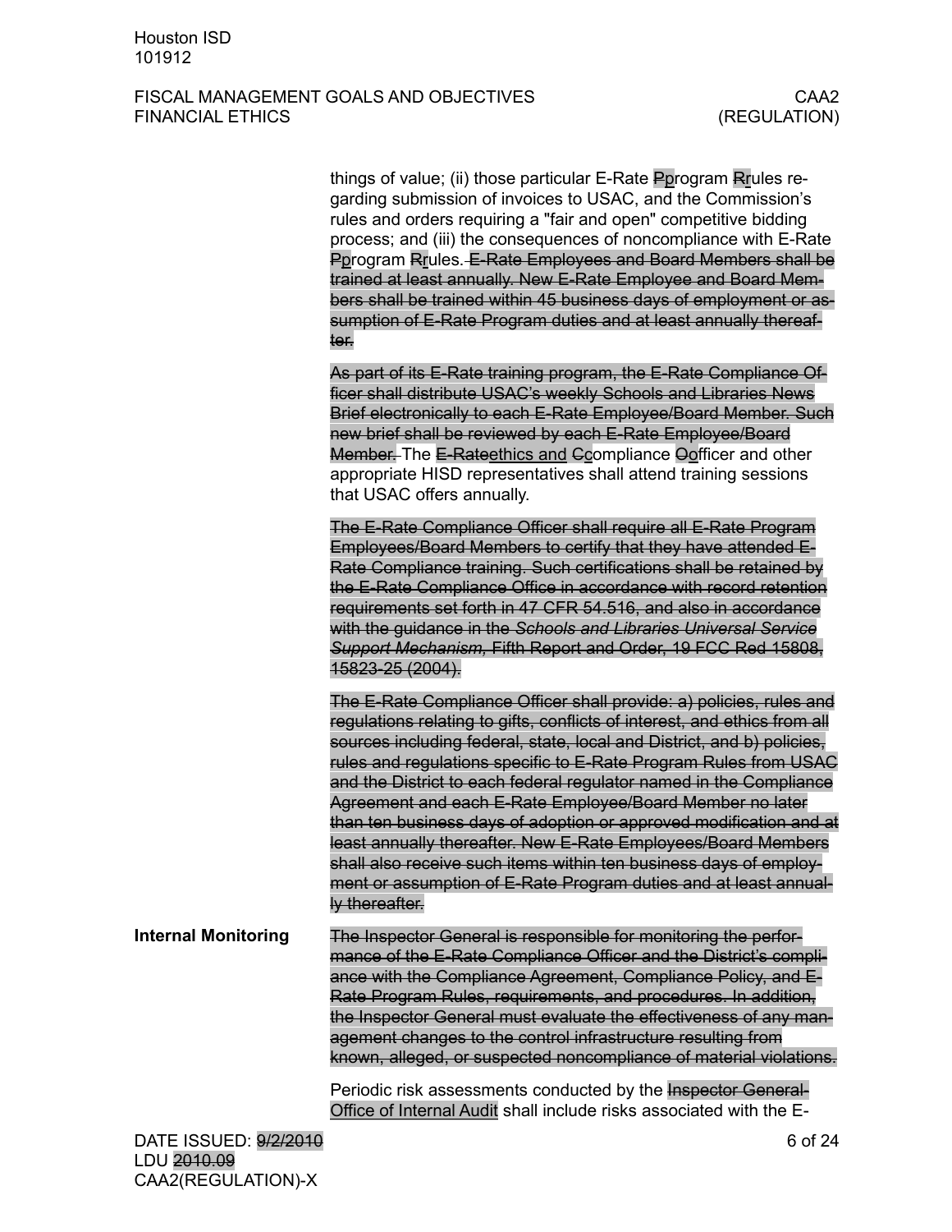things of value; (ii) those particular E-Rate ~~P~~program ~~R~~rules regarding submission of invoices to USAC, and the Commission's rules and orders requiring a "fair and open" competitive bidding process; and (iii) the consequences of noncompliance with E-Rate ~~P~~program ~~R~~rules. ~~E-Rate Employees and Board Members shall be trained at least annually. New E-Rate Employee and Board Members shall be trained within 45 business days of employment or assumption of E-Rate Program duties and at least annually thereafter.~~

~~As part of its E-Rate training program, the E-Rate Compliance Officer shall distribute USAC's weekly Schools and Libraries News Brief electronically to each E-Rate Employee/Board Member. Such new brief shall be reviewed by each E-Rate Employee/Board Member.~~ The ~~E-Rate~~ethics and ~~C~~compliance ~~O~~officer and other appropriate HISD representatives shall attend training sessions that USAC offers annually.

~~The E-Rate Compliance Officer shall require all E-Rate Program Employees/Board Members to certify that they have attended E-Rate Compliance training. Such certifications shall be retained by the E-Rate Compliance Office in accordance with record retention requirements set forth in 47 CFR 54.516, and also in accordance with the guidance in the *Schools and Libraries Universal Service Support Mechanism,* Fifth Report and Order, 19 FCC Rcd 15808, 15823-25 (2004).~~

~~The E-Rate Compliance Officer shall provide: a) policies, rules and regulations relating to gifts, conflicts of interest, and ethics from all sources including federal, state, local and District, and b) policies, rules and regulations specific to E-Rate Program Rules from USAC and the District to each federal regulator named in the Compliance Agreement and each E-Rate Employee/Board Member no later than ten business days of adoption or approved modification and at least annually thereafter. New E-Rate Employees/Board Members shall also receive such items within ten business days of employment or assumption of E-Rate Program duties and at least annually thereafter.~~

**Internal Monitoring**

~~The Inspector General is responsible for monitoring the performance of the E-Rate Compliance Officer and the District's compliance with the Compliance Agreement, Compliance Policy, and E-Rate Program Rules, requirements, and procedures. In addition, the Inspector General must evaluate the effectiveness of any management changes to the control infrastructure resulting from known, alleged, or suspected noncompliance of material violations.~~

Periodic risk assessments conducted by the ~~Inspector General~~ Office of Internal Audit shall include risks associated with the E-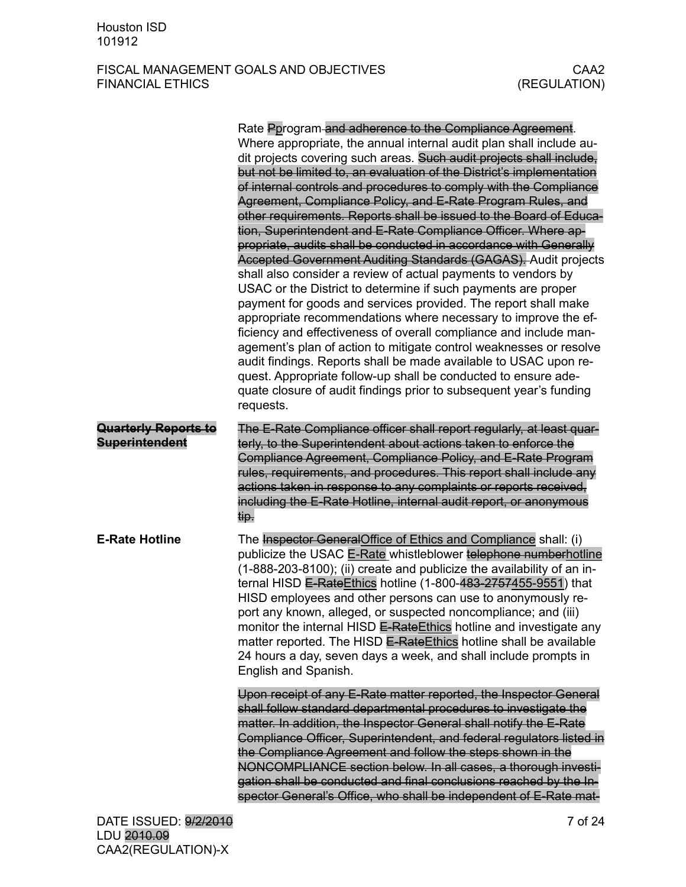Rate ~~P~~program ~~and adherence to the Compliance Agreement~~. Where appropriate, the annual internal audit plan shall include audit projects covering such areas. ~~Such audit projects shall include, but not be limited to, an evaluation of the District's implementation of internal controls and procedures to comply with the Compliance Agreement, Compliance Policy, and E-Rate Program Rules, and other requirements. Reports shall be issued to the Board of Education, Superintendent and E-Rate Compliance Officer. Where appropriate, audits shall be conducted in accordance with Generally Accepted Government Auditing Standards (GAGAS).~~ Audit projects shall also consider a review of actual payments to vendors by USAC or the District to determine if such payments are proper payment for goods and services provided. The report shall make appropriate recommendations where necessary to improve the efficiency and effectiveness of overall compliance and include management's plan of action to mitigate control weaknesses or resolve audit findings. Reports shall be made available to USAC upon request. Appropriate follow-up shall be conducted to ensure adequate closure of audit findings prior to subsequent year's funding requests.

**~~Quarterly Reports to Superintendent~~**

~~The E-Rate Compliance officer shall report regularly, at least quarterly, to the Superintendent about actions taken to enforce the Compliance Agreement, Compliance Policy, and E-Rate Program rules, requirements, and procedures. This report shall include any actions taken in response to any complaints or reports received, including the E-Rate Hotline, internal audit report, or anonymous tip.~~

**E-Rate Hotline**

The ~~Inspector General~~Office of Ethics and Compliance shall: (i) publicize the USAC E-Rate whistleblower ~~telephone number~~hotline (1-888-203-8100); (ii) create and publicize the availability of an internal HISD ~~E-Rate~~Ethics hotline (1-800-~~483-2757~~455-9551) that HISD employees and other persons can use to anonymously report any known, alleged, or suspected noncompliance; and (iii) monitor the internal HISD ~~E-Rate~~Ethics hotline and investigate any matter reported. The HISD ~~E-Rate~~Ethics hotline shall be available 24 hours a day, seven days a week, and shall include prompts in English and Spanish.

~~Upon receipt of any E-Rate matter reported, the Inspector General shall follow standard departmental procedures to investigate the matter. In addition, the Inspector General shall notify the E-Rate Compliance Officer, Superintendent, and federal regulators listed in the Compliance Agreement and follow the steps shown in the NONCOMPLIANCE section below. In all cases, a thorough investigation shall be conducted and final conclusions reached by the Inspector General's Office, who shall be independent of E-Rate mat-~~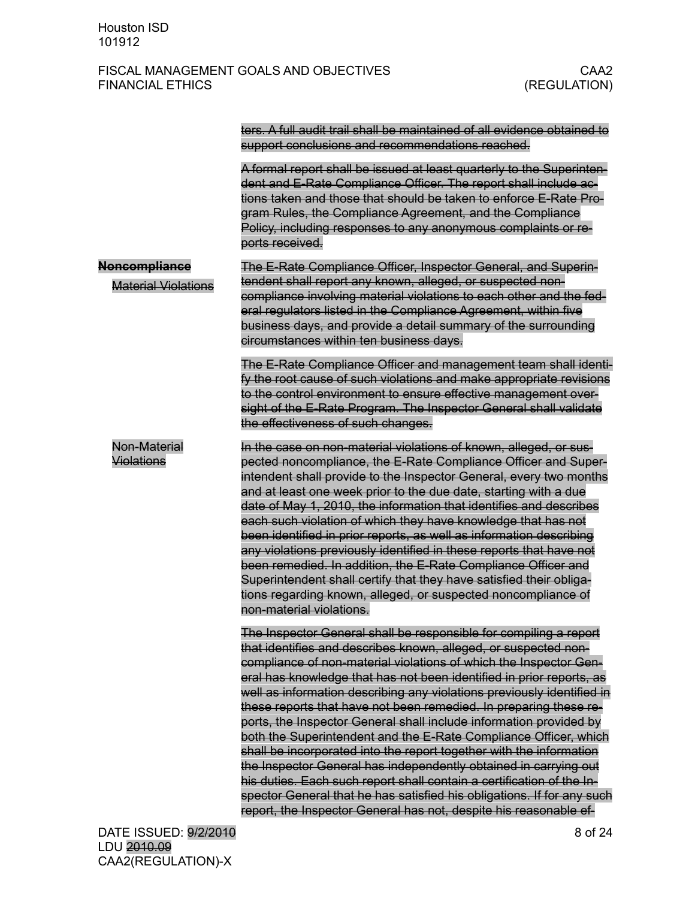ters. A full audit trail shall be maintained of all evidence obtained to support conclusions and recommendations reached.

A formal report shall be issued at least quarterly to the Superintendent and E-Rate Compliance Officer. The report shall include actions taken and those that should be taken to enforce E-Rate Program Rules, the Compliance Agreement, and the Compliance Policy, including responses to any anonymous complaints or reports received.

## Noncompliance

### Material Violations

The E-Rate Compliance Officer, Inspector General, and Superintendent shall report any known, alleged, or suspected noncompliance involving material violations to each other and the federal regulators listed in the Compliance Agreement, within five business days, and provide a detail summary of the surrounding circumstances within ten business days.

The E-Rate Compliance Officer and management team shall identify the root cause of such violations and make appropriate revisions to the control environment to ensure effective management oversight of the E-Rate Program. The Inspector General shall validate the effectiveness of such changes.

### Non-Material Violations

In the case on non-material violations of known, alleged, or suspected noncompliance, the E-Rate Compliance Officer and Superintendent shall provide to the Inspector General, every two months and at least one week prior to the due date, starting with a due date of May 1, 2010, the information that identifies and describes each such violation of which they have knowledge that has not been identified in prior reports, as well as information describing any violations previously identified in these reports that have not been remedied. In addition, the E-Rate Compliance Officer and Superintendent shall certify that they have satisfied their obligations regarding known, alleged, or suspected noncompliance of non-material violations.

The Inspector General shall be responsible for compiling a report that identifies and describes known, alleged, or suspected noncompliance of non-material violations of which the Inspector General has knowledge that has not been identified in prior reports, as well as information describing any violations previously identified in these reports that have not been remedied. In preparing these reports, the Inspector General shall include information provided by both the Superintendent and the E-Rate Compliance Officer, which shall be incorporated into the report together with the information the Inspector General has independently obtained in carrying out his duties. Each such report shall contain a certification of the Inspector General that he has satisfied his obligations. If for any such report, the Inspector General has not, despite his reasonable ef-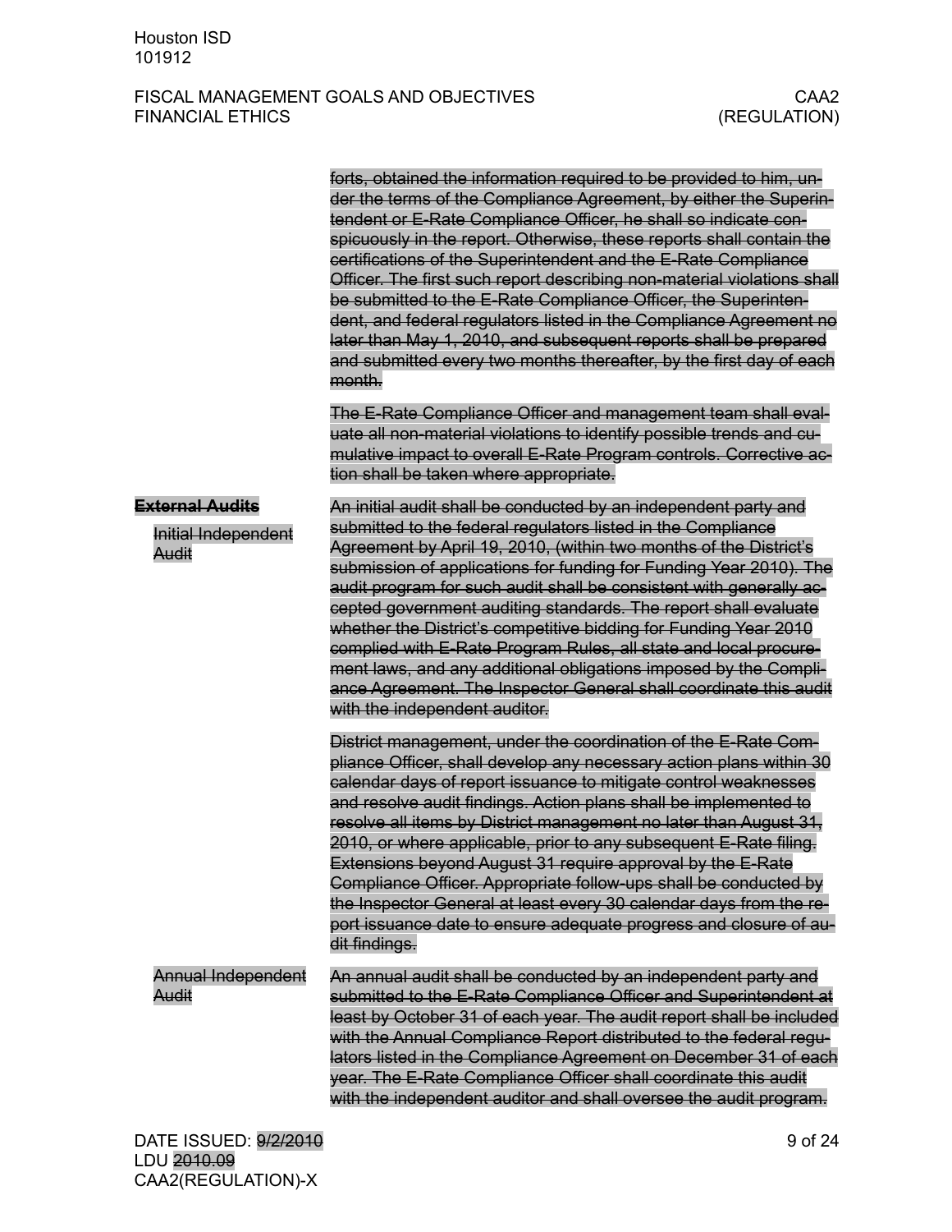~~forts, obtained the information required to be provided to him, under the terms of the Compliance Agreement, by either the Superintendent or E-Rate Compliance Officer, he shall so indicate conspicuously in the report. Otherwise, these reports shall contain the certifications of the Superintendent and the E-Rate Compliance Officer. The first such report describing non-material violations shall be submitted to the E-Rate Compliance Officer, the Superintendent, and federal regulators listed in the Compliance Agreement no later than May 1, 2010, and subsequent reports shall be prepared and submitted every two months thereafter, by the first day of each month.~~

~~The E-Rate Compliance Officer and management team shall evaluate all non-material violations to identify possible trends and cumulative impact to overall E-Rate Program controls. Corrective action shall be taken where appropriate.~~

## ~~External Audits~~

### ~~Initial Independent Audit~~

~~An initial audit shall be conducted by an independent party and submitted to the federal regulators listed in the Compliance Agreement by April 19, 2010, (within two months of the District's submission of applications for funding for Funding Year 2010). The audit program for such audit shall be consistent with generally accepted government auditing standards. The report shall evaluate whether the District's competitive bidding for Funding Year 2010 complied with E-Rate Program Rules, all state and local procurement laws, and any additional obligations imposed by the Compliance Agreement. The Inspector General shall coordinate this audit with the independent auditor.~~

~~District management, under the coordination of the E-Rate Compliance Officer, shall develop any necessary action plans within 30 calendar days of report issuance to mitigate control weaknesses and resolve audit findings. Action plans shall be implemented to resolve all items by District management no later than August 31, 2010, or where applicable, prior to any subsequent E-Rate filing. Extensions beyond August 31 require approval by the E-Rate Compliance Officer. Appropriate follow-ups shall be conducted by the Inspector General at least every 30 calendar days from the report issuance date to ensure adequate progress and closure of audit findings.~~

### ~~Annual Independent Audit~~

~~An annual audit shall be conducted by an independent party and submitted to the E-Rate Compliance Officer and Superintendent at least by October 31 of each year. The audit report shall be included with the Annual Compliance Report distributed to the federal regulators listed in the Compliance Agreement on December 31 of each year. The E-Rate Compliance Officer shall coordinate this audit with the independent auditor and shall oversee the audit program.~~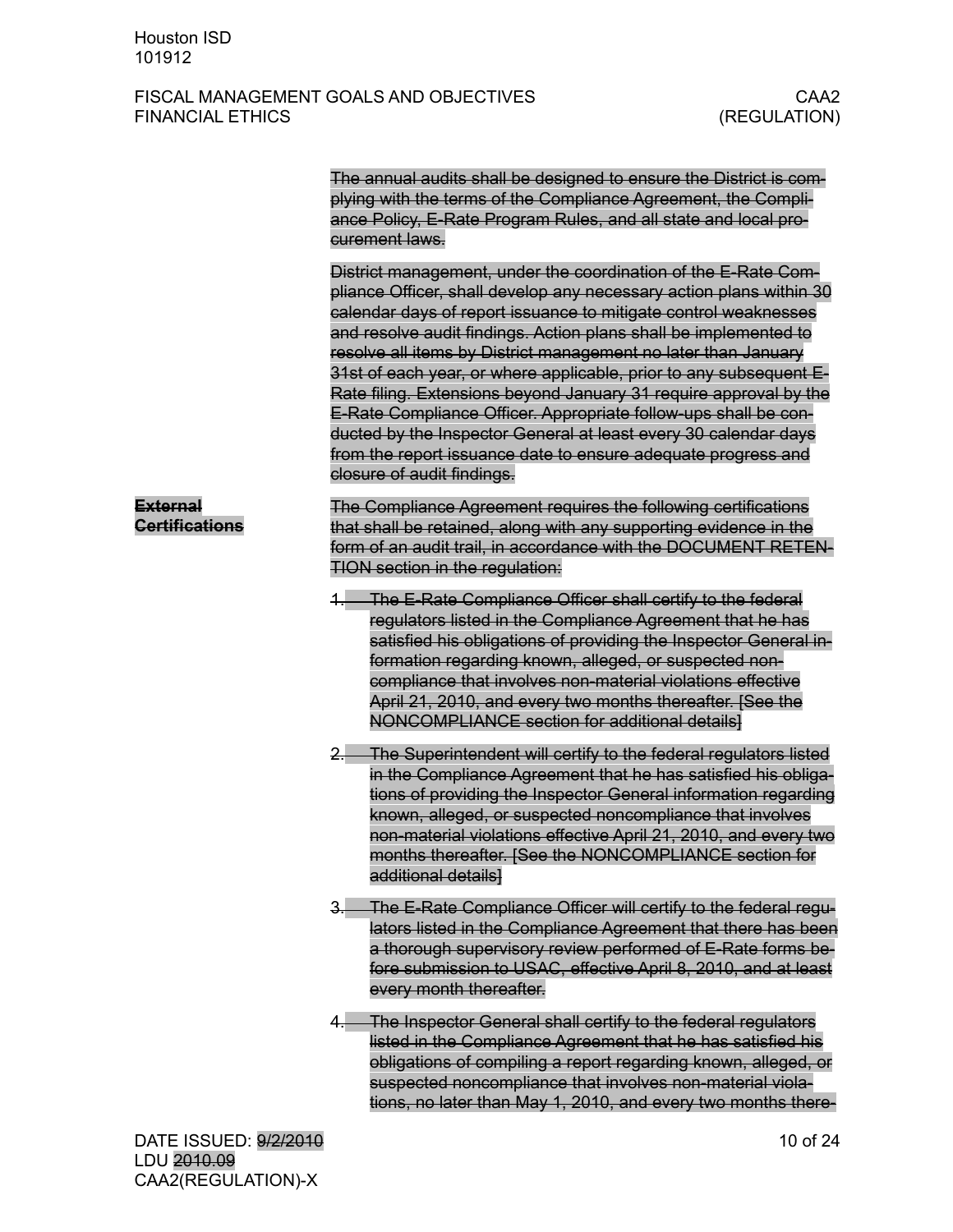The annual audits shall be designed to ensure the District is complying with the terms of the Compliance Agreement, the Compliance Policy, E-Rate Program Rules, and all state and local procurement laws.

District management, under the coordination of the E-Rate Compliance Officer, shall develop any necessary action plans within 30 calendar days of report issuance to mitigate control weaknesses and resolve audit findings. Action plans shall be implemented to resolve all items by District management no later than January 31st of each year, or where applicable, prior to any subsequent E-Rate filing. Extensions beyond January 31 require approval by the E-Rate Compliance Officer. Appropriate follow-ups shall be conducted by the Inspector General at least every 30 calendar days from the report issuance date to ensure adequate progress and closure of audit findings.

**External Certifications**

The Compliance Agreement requires the following certifications that shall be retained, along with any supporting evidence in the form of an audit trail, in accordance with the DOCUMENT RETENTION section in the regulation:

1. The E-Rate Compliance Officer shall certify to the federal regulators listed in the Compliance Agreement that he has satisfied his obligations of providing the Inspector General information regarding known, alleged, or suspected non-compliance that involves non-material violations effective April 21, 2010, and every two months thereafter. [See the NONCOMPLIANCE section for additional details]
2. The Superintendent will certify to the federal regulators listed in the Compliance Agreement that he has satisfied his obligations of providing the Inspector General information regarding known, alleged, or suspected noncompliance that involves non-material violations effective April 21, 2010, and every two months thereafter. [See the NONCOMPLIANCE section for additional details]
3. The E-Rate Compliance Officer will certify to the federal regulators listed in the Compliance Agreement that there has been a thorough supervisory review performed of E-Rate forms before submission to USAC, effective April 8, 2010, and at least every month thereafter.
4. The Inspector General shall certify to the federal regulators listed in the Compliance Agreement that he has satisfied his obligations of compiling a report regarding known, alleged, or suspected noncompliance that involves non-material violations, no later than May 1, 2010, and every two months there-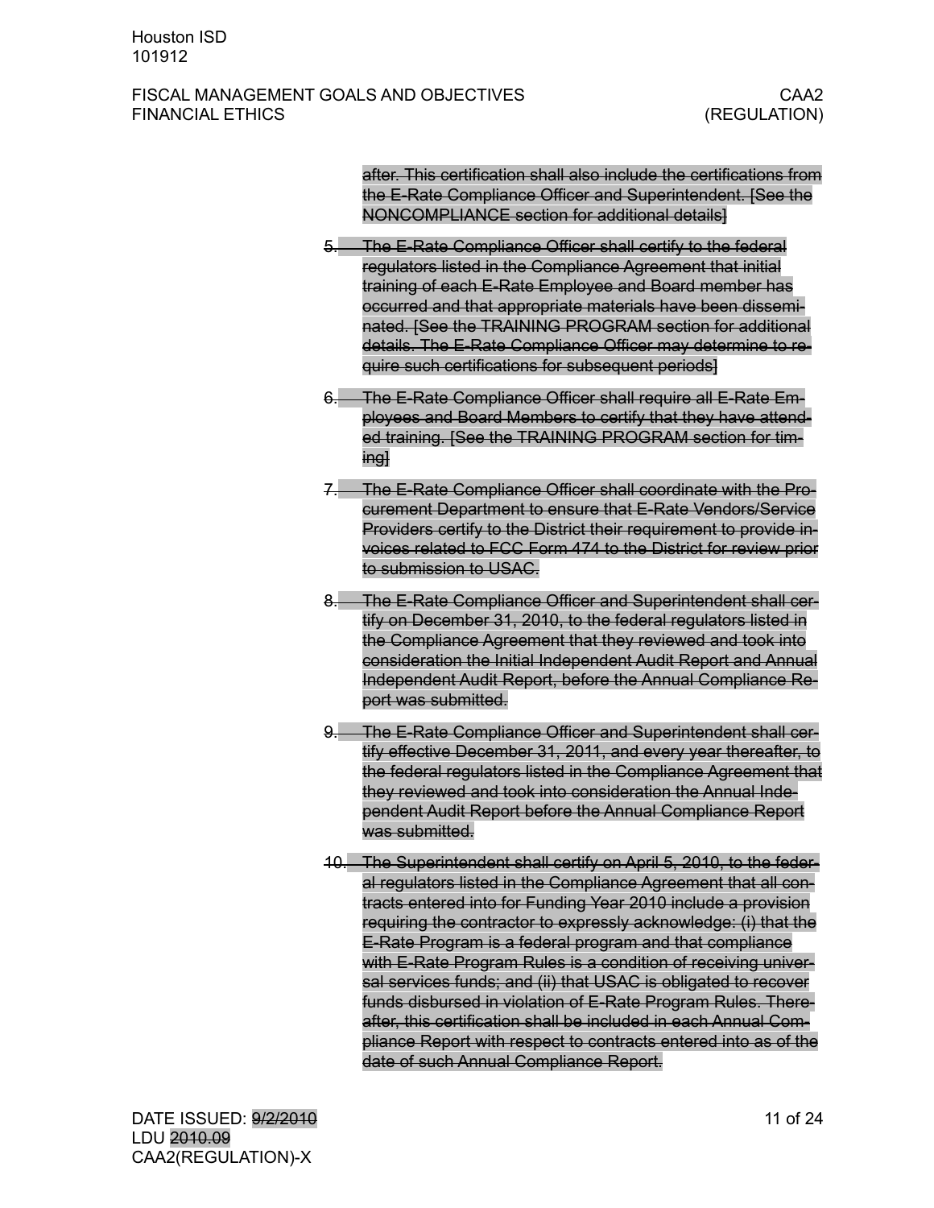after. This certification shall also include the certifications from the E-Rate Compliance Officer and Superintendent. [See the NONCOMPLIANCE section for additional details]

5. The E-Rate Compliance Officer shall certify to the federal regulators listed in the Compliance Agreement that initial training of each E-Rate Employee and Board member has occurred and that appropriate materials have been disseminated. [See the TRAINING PROGRAM section for additional details. The E-Rate Compliance Officer may determine to require such certifications for subsequent periods]

6. The E-Rate Compliance Officer shall require all E-Rate Employees and Board Members to certify that they have attended training. [See the TRAINING PROGRAM section for timing]

7. The E-Rate Compliance Officer shall coordinate with the Procurement Department to ensure that E-Rate Vendors/Service Providers certify to the District their requirement to provide invoices related to FCC Form 474 to the District for review prior to submission to USAC.

8. The E-Rate Compliance Officer and Superintendent shall certify on December 31, 2010, to the federal regulators listed in the Compliance Agreement that they reviewed and took into consideration the Initial Independent Audit Report and Annual Independent Audit Report, before the Annual Compliance Report was submitted.

9. The E-Rate Compliance Officer and Superintendent shall certify effective December 31, 2011, and every year thereafter, to the federal regulators listed in the Compliance Agreement that they reviewed and took into consideration the Annual Independent Audit Report before the Annual Compliance Report was submitted.

10. The Superintendent shall certify on April 5, 2010, to the federal regulators listed in the Compliance Agreement that all contracts entered into for Funding Year 2010 include a provision requiring the contractor to expressly acknowledge: (i) that the E-Rate Program is a federal program and that compliance with E-Rate Program Rules is a condition of receiving universal services funds; and (ii) that USAC is obligated to recover funds disbursed in violation of E-Rate Program Rules. Thereafter, this certification shall be included in each Annual Compliance Report with respect to contracts entered into as of the date of such Annual Compliance Report.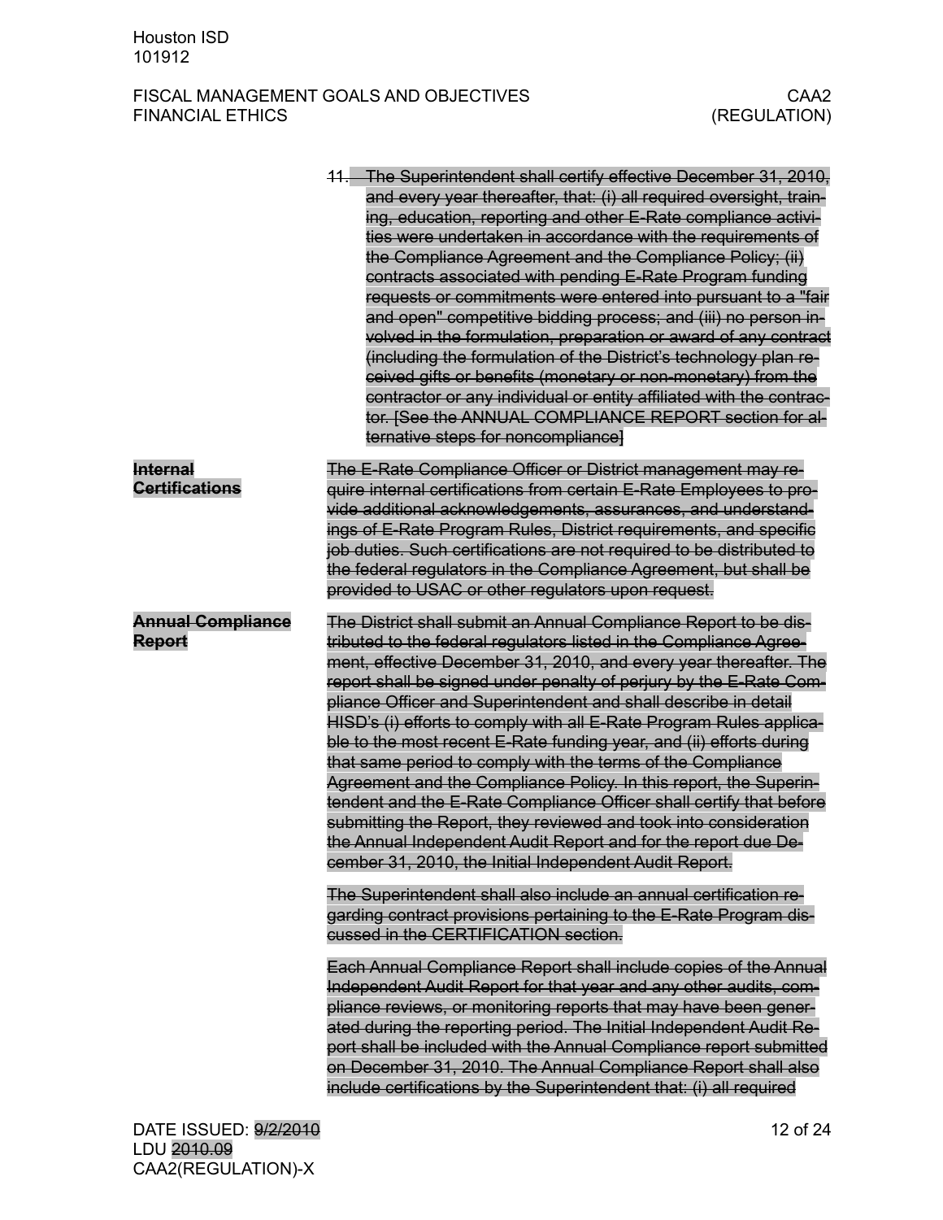11. The Superintendent shall certify effective December 31, 2010, and every year thereafter, that: (i) all required oversight, training, education, reporting and other E-Rate compliance activities were undertaken in accordance with the requirements of the Compliance Agreement and the Compliance Policy; (ii) contracts associated with pending E-Rate Program funding requests or commitments were entered into pursuant to a "fair and open" competitive bidding process; and (iii) no person involved in the formulation, preparation or award of any contract (including the formulation of the District's technology plan received gifts or benefits (monetary or non-monetary) from the contractor or any individual or entity affiliated with the contractor. [See the ANNUAL COMPLIANCE REPORT section for alternative steps for noncompliance]

**Internal Certifications**

The E-Rate Compliance Officer or District management may require internal certifications from certain E-Rate Employees to provide additional acknowledgements, assurances, and understandings of E-Rate Program Rules, District requirements, and specific job duties. Such certifications are not required to be distributed to the federal regulators in the Compliance Agreement, but shall be provided to USAC or other regulators upon request.

**Annual Compliance Report**

The District shall submit an Annual Compliance Report to be distributed to the federal regulators listed in the Compliance Agreement, effective December 31, 2010, and every year thereafter. The report shall be signed under penalty of perjury by the E-Rate Compliance Officer and Superintendent and shall describe in detail HISD's (i) efforts to comply with all E-Rate Program Rules applicable to the most recent E-Rate funding year, and (ii) efforts during that same period to comply with the terms of the Compliance Agreement and the Compliance Policy. In this report, the Superintendent and the E-Rate Compliance Officer shall certify that before submitting the Report, they reviewed and took into consideration the Annual Independent Audit Report and for the report due December 31, 2010, the Initial Independent Audit Report.

The Superintendent shall also include an annual certification regarding contract provisions pertaining to the E-Rate Program discussed in the CERTIFICATION section.

Each Annual Compliance Report shall include copies of the Annual Independent Audit Report for that year and any other audits, compliance reviews, or monitoring reports that may have been generated during the reporting period. The Initial Independent Audit Report shall be included with the Annual Compliance report submitted on December 31, 2010. The Annual Compliance Report shall also include certifications by the Superintendent that: (i) all required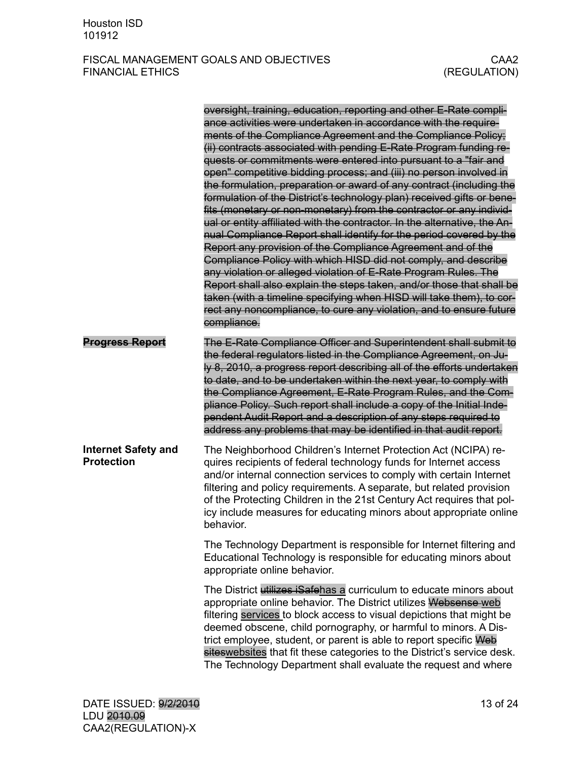~~oversight, training, education, reporting and other E-Rate compliance activities were undertaken in accordance with the requirements of the Compliance Agreement and the Compliance Policy; (ii) contracts associated with pending E-Rate Program funding requests or commitments were entered into pursuant to a "fair and open" competitive bidding process; and (iii) no person involved in the formulation, preparation or award of any contract (including the formulation of the District's technology plan) received gifts or benefits (monetary or non-monetary) from the contractor or any individual or entity affiliated with the contractor. In the alternative, the Annual Compliance Report shall identify for the period covered by the Report any provision of the Compliance Agreement and of the Compliance Policy with which HISD did not comply, and describe any violation or alleged violation of E-Rate Program Rules. The Report shall also explain the steps taken, and/or those that shall be taken (with a timeline specifying when HISD will take them), to correct any noncompliance, to cure any violation, and to ensure future compliance.~~

**~~Progress Report~~**

~~The E-Rate Compliance Officer and Superintendent shall submit to the federal regulators listed in the Compliance Agreement, on July 8, 2010, a progress report describing all of the efforts undertaken to date, and to be undertaken within the next year, to comply with the Compliance Agreement, E-Rate Program Rules, and the Compliance Policy. Such report shall include a copy of the Initial Independent Audit Report and a description of any steps required to address any problems that may be identified in that audit report.~~

**Internet Safety and Protection**

The Neighborhood Children's Internet Protection Act (NCIPA) requires recipients of federal technology funds for Internet access and/or internal connection services to comply with certain Internet filtering and policy requirements. A separate, but related provision of the Protecting Children in the 21st Century Act requires that policy include measures for educating minors about appropriate online behavior.

The Technology Department is responsible for Internet filtering and Educational Technology is responsible for educating minors about appropriate online behavior.

The District ~~utilizes iSafe~~has a curriculum to educate minors about appropriate online behavior. The District utilizes ~~Websense~~ web filtering services to block access to visual depictions that might be deemed obscene, child pornography, or harmful to minors. A District employee, student, or parent is able to report specific ~~Web sites~~websites that fit these categories to the District's service desk. The Technology Department shall evaluate the request and where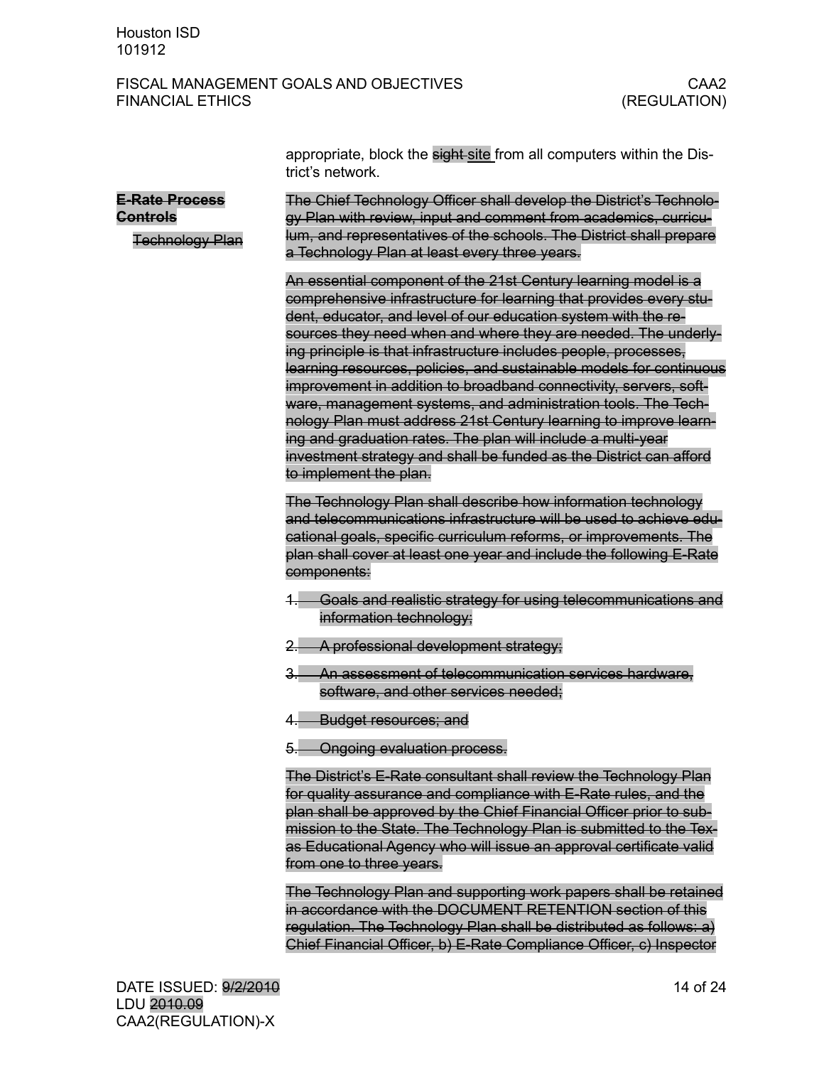appropriate, block the ~~sight~~ <u>site</u> from all computers within the District's network.

~~**E-Rate Process Controls**~~

~~Technology Plan~~

~~The Chief Technology Officer shall develop the District's Technology Plan with review, input and comment from academics, curriculum, and representatives of the schools. The District shall prepare a Technology Plan at least every three years.~~

~~An essential component of the 21st Century learning model is a comprehensive infrastructure for learning that provides every student, educator, and level of our education system with the resources they need when and where they are needed. The underlying principle is that infrastructure includes people, processes, learning resources, policies, and sustainable models for continuous improvement in addition to broadband connectivity, servers, software, management systems, and administration tools. The Technology Plan must address 21st Century learning to improve learning and graduation rates. The plan will include a multi-year investment strategy and shall be funded as the District can afford to implement the plan.~~

~~The Technology Plan shall describe how information technology and telecommunications infrastructure will be used to achieve educational goals, specific curriculum reforms, or improvements. The plan shall cover at least one year and include the following E-Rate components:~~

1. ~~Goals and realistic strategy for using telecommunications and information technology;~~
2. ~~A professional development strategy;~~
3. ~~An assessment of telecommunication services hardware, software, and other services needed;~~
4. ~~Budget resources; and~~
5. ~~Ongoing evaluation process.~~

~~The District's E-Rate consultant shall review the Technology Plan for quality assurance and compliance with E-Rate rules, and the plan shall be approved by the Chief Financial Officer prior to submission to the State. The Technology Plan is submitted to the Texas Educational Agency who will issue an approval certificate valid from one to three years.~~

~~The Technology Plan and supporting work papers shall be retained in accordance with the DOCUMENT RETENTION section of this regulation. The Technology Plan shall be distributed as follows: a) Chief Financial Officer, b) E-Rate Compliance Officer, c) Inspector~~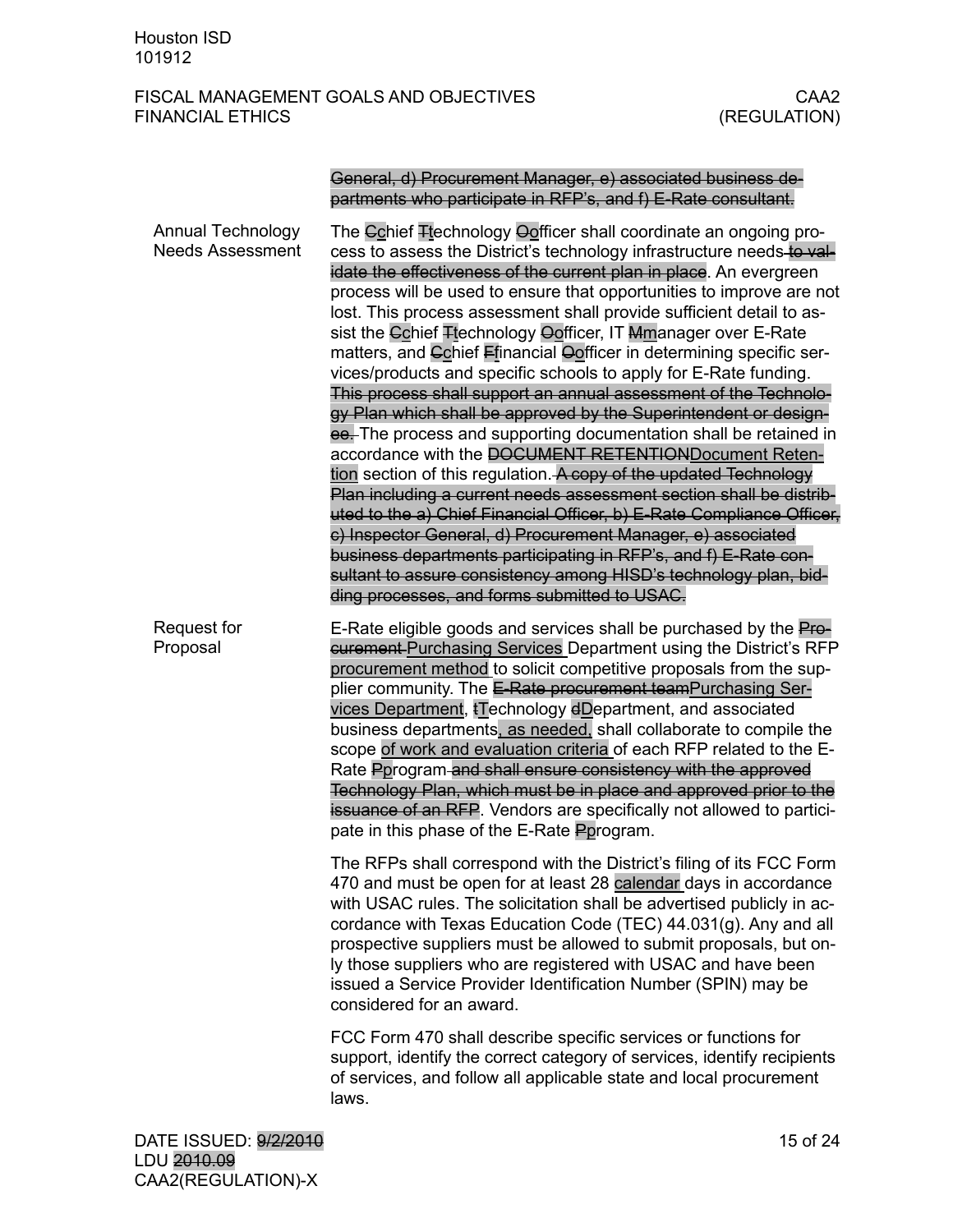~~General, d) Procurement Manager, e) associated business departments who participate in RFP's, and f) E-Rate consultant.~~

**Annual Technology Needs Assessment**

The ~~C~~chief ~~T~~technology ~~O~~officer shall coordinate an ongoing process to assess the District's technology infrastructure needs~~ to validate the effectiveness of the current plan in place~~. An evergreen process will be used to ensure that opportunities to improve are not lost. This process assessment shall provide sufficient detail to assist the ~~C~~chief ~~T~~technology ~~O~~officer, IT ~~M~~manager over E-Rate matters, and ~~C~~chief ~~F~~financial ~~O~~officer in determining specific services/products and specific schools to apply for E-Rate funding. ~~This process shall support an annual assessment of the Technology Plan which shall be approved by the Superintendent or designee.~~ The process and supporting documentation shall be retained in accordance with the ~~DOCUMENT RETENTION~~Document Retention section of this regulation. ~~A copy of the updated Technology Plan including a current needs assessment section shall be distributed to the a) Chief Financial Officer, b) E-Rate Compliance Officer, c) Inspector General, d) Procurement Manager, e) associated business departments participating in RFP's, and f) E-Rate consultant to assure consistency among HISD's technology plan, bidding processes, and forms submitted to USAC.~~

**Request for Proposal**

E-Rate eligible goods and services shall be purchased by the ~~Procurement~~ Purchasing Services Department using the District's RFP procurement method to solicit competitive proposals from the supplier community. The ~~E-Rate procurement team~~Purchasing Services Department, ~~t~~Technology ~~d~~Department, and associated business departments, as needed, shall collaborate to compile the scope of work and evaluation criteria of each RFP related to the E-Rate ~~P~~program ~~and shall ensure consistency with the approved Technology Plan, which must be in place and approved prior to the issuance of an RFP~~. Vendors are specifically not allowed to participate in this phase of the E-Rate ~~P~~program.

The RFPs shall correspond with the District's filing of its FCC Form 470 and must be open for at least 28 calendar days in accordance with USAC rules. The solicitation shall be advertised publicly in accordance with Texas Education Code (TEC) 44.031(g). Any and all prospective suppliers must be allowed to submit proposals, but only those suppliers who are registered with USAC and have been issued a Service Provider Identification Number (SPIN) may be considered for an award.

FCC Form 470 shall describe specific services or functions for support, identify the correct category of services, identify recipients of services, and follow all applicable state and local procurement laws.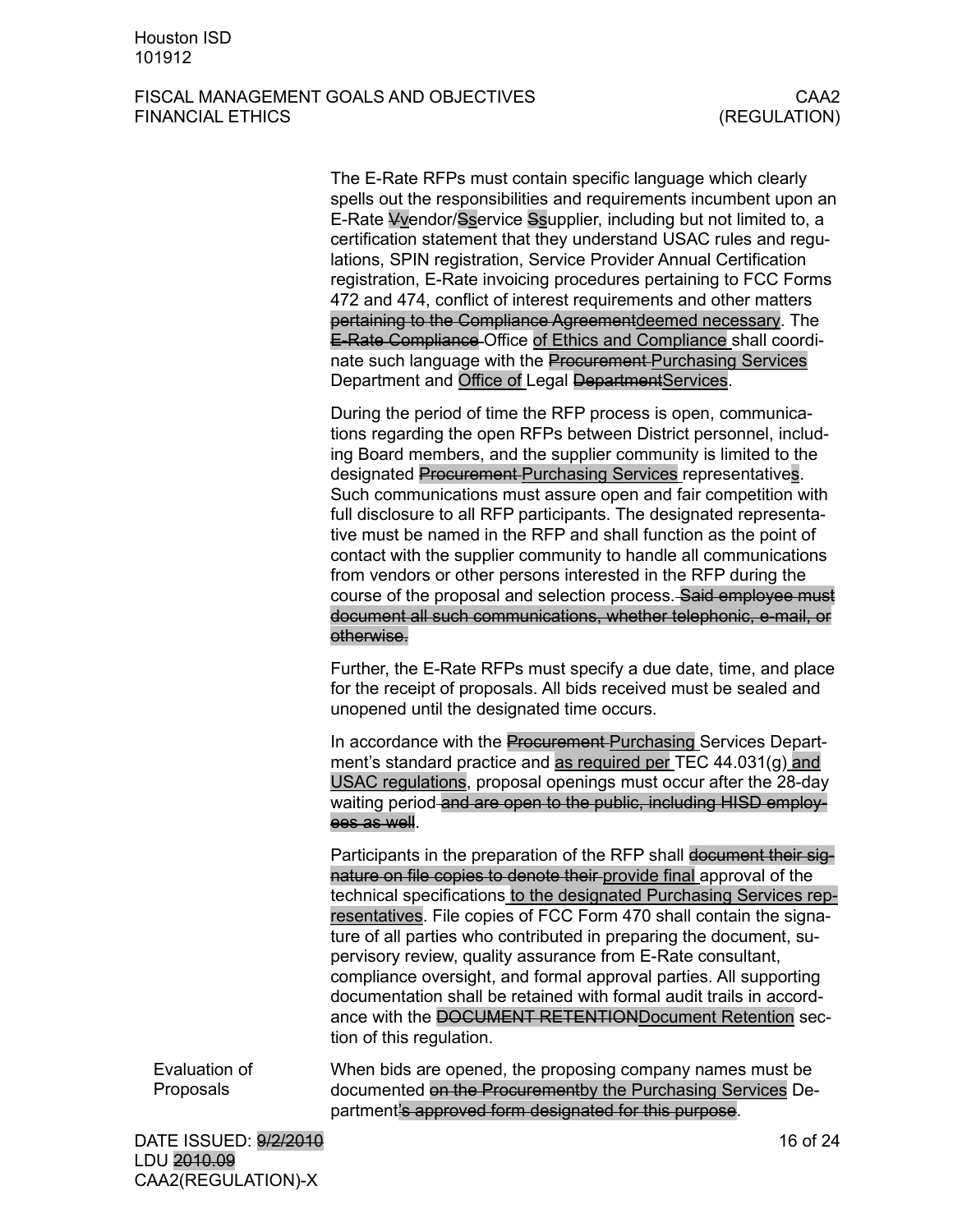The E-Rate RFPs must contain specific language which clearly spells out the responsibilities and requirements incumbent upon an E-Rate ~~V~~vendor/~~S~~service ~~S~~supplier, including but not limited to, a certification statement that they understand USAC rules and regulations, SPIN registration, Service Provider Annual Certification registration, E-Rate invoicing procedures pertaining to FCC Forms 472 and 474, conflict of interest requirements and other matters ~~pertaining to the Compliance Agreement~~deemed necessary. The ~~E-Rate Compliance~~ Office of Ethics and Compliance shall coordinate such language with the ~~Procurement~~ Purchasing Services Department and Office of Legal ~~Department~~Services.

During the period of time the RFP process is open, communications regarding the open RFPs between District personnel, including Board members, and the supplier community is limited to the designated ~~Procurement~~ Purchasing Services representatives. Such communications must assure open and fair competition with full disclosure to all RFP participants. The designated representative must be named in the RFP and shall function as the point of contact with the supplier community to handle all communications from vendors or other persons interested in the RFP during the course of the proposal and selection process. ~~Said employee must document all such communications, whether telephonic, e-mail, or otherwise.~~

Further, the E-Rate RFPs must specify a due date, time, and place for the receipt of proposals. All bids received must be sealed and unopened until the designated time occurs.

In accordance with the ~~Procurement~~ Purchasing Services Department's standard practice and as required per TEC 44.031(g) and USAC regulations, proposal openings must occur after the 28-day waiting period ~~and are open to the public, including HISD employees as well~~.

Participants in the preparation of the RFP shall ~~document their signature on file copies to denote their~~ provide final approval of the technical specifications to the designated Purchasing Services representatives. File copies of FCC Form 470 shall contain the signature of all parties who contributed in preparing the document, supervisory review, quality assurance from E-Rate consultant, compliance oversight, and formal approval parties. All supporting documentation shall be retained with formal audit trails in accordance with the ~~DOCUMENT RETENTION~~Document Retention section of this regulation.

**Evaluation of Proposals**

When bids are opened, the proposing company names must be documented ~~on the Procurement~~by the Purchasing Services Department~~'s approved form designated for this purpose~~.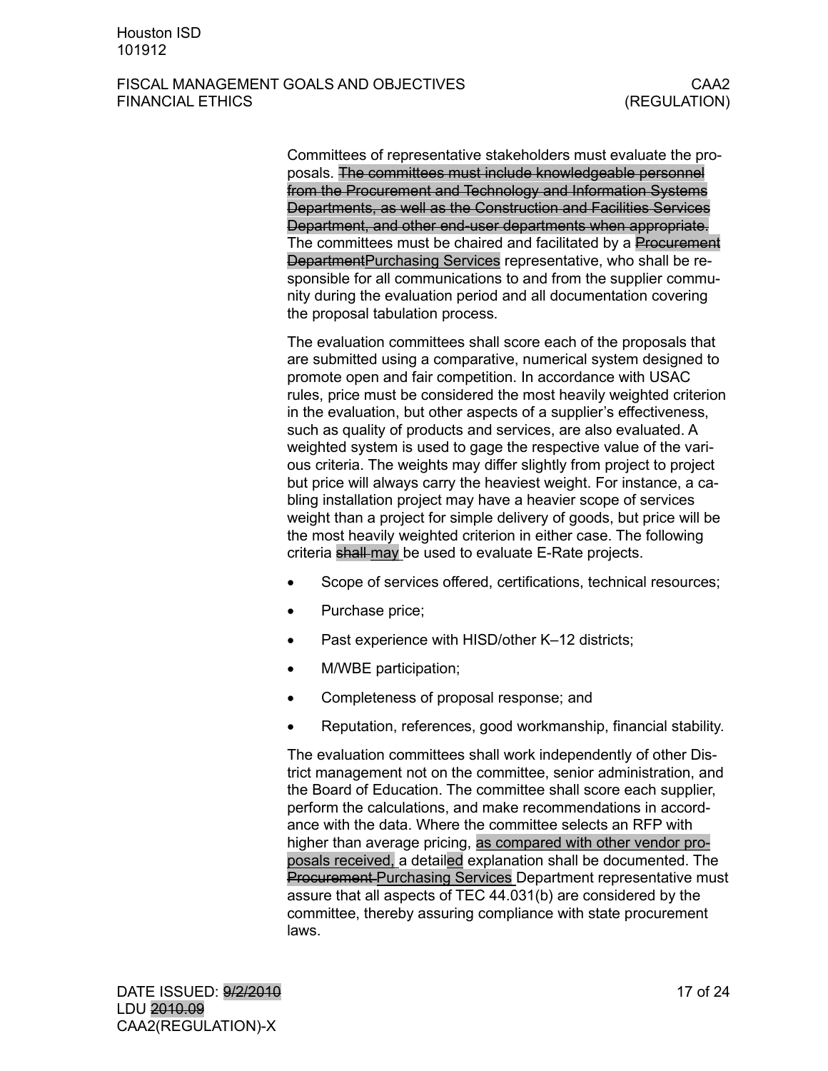Committees of representative stakeholders must evaluate the proposals. ~~The committees must include knowledgeable personnel from the Procurement and Technology and Information Systems Departments, as well as the Construction and Facilities Services Department, and other end-user departments when appropriate.~~ The committees must be chaired and facilitated by a ~~Procurement Department~~Purchasing Services representative, who shall be responsible for all communications to and from the supplier community during the evaluation period and all documentation covering the proposal tabulation process.

The evaluation committees shall score each of the proposals that are submitted using a comparative, numerical system designed to promote open and fair competition. In accordance with USAC rules, price must be considered the most heavily weighted criterion in the evaluation, but other aspects of a supplier's effectiveness, such as quality of products and services, are also evaluated. A weighted system is used to gage the respective value of the various criteria. The weights may differ slightly from project to project but price will always carry the heaviest weight. For instance, a cabling installation project may have a heavier scope of services weight than a project for simple delivery of goods, but price will be the most heavily weighted criterion in either case. The following criteria ~~shall~~ may be used to evaluate E-Rate projects.

- Scope of services offered, certifications, technical resources;
- Purchase price;
- Past experience with HISD/other K–12 districts;
- M/WBE participation;
- Completeness of proposal response; and
- Reputation, references, good workmanship, financial stability.

The evaluation committees shall work independently of other District management not on the committee, senior administration, and the Board of Education. The committee shall score each supplier, perform the calculations, and make recommendations in accordance with the data. Where the committee selects an RFP with higher than average pricing, as compared with other vendor proposals received, a detailed explanation shall be documented. The ~~Procurement~~ Purchasing Services Department representative must assure that all aspects of TEC 44.031(b) are considered by the committee, thereby assuring compliance with state procurement laws.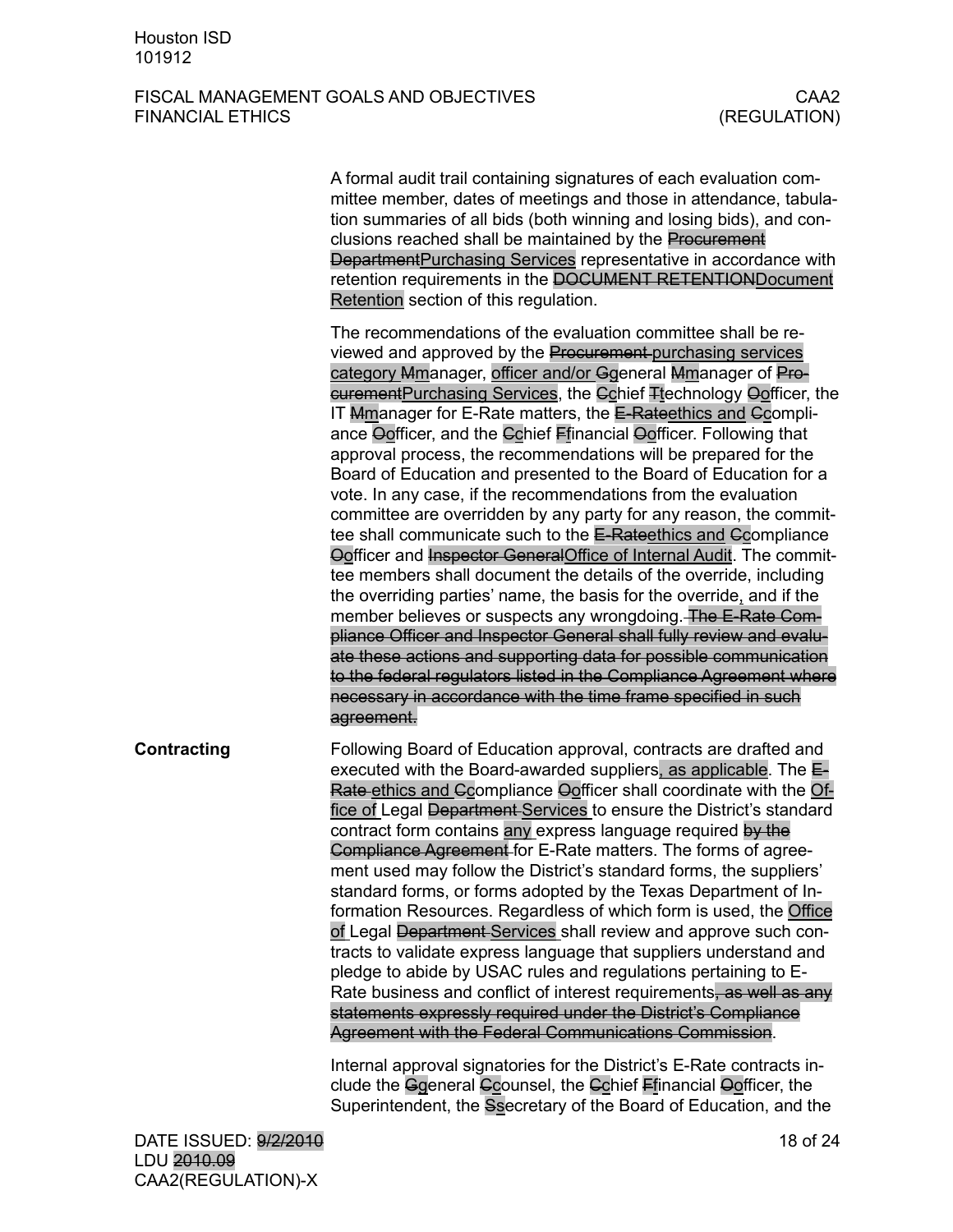A formal audit trail containing signatures of each evaluation committee member, dates of meetings and those in attendance, tabulation summaries of all bids (both winning and losing bids), and conclusions reached shall be maintained by the ~~Procurement Department~~Purchasing Services representative in accordance with retention requirements in the ~~DOCUMENT RETENTION~~Document Retention section of this regulation.

The recommendations of the evaluation committee shall be reviewed and approved by the ~~Procurement~~ purchasing services category ~~M~~manager, officer and/or ~~G~~general ~~M~~manager of ~~Procurement~~Purchasing Services, the ~~C~~chief ~~T~~technology ~~O~~officer, the IT ~~M~~manager for E-Rate matters, the ~~E-Rate~~ethics and ~~C~~compliance ~~O~~officer, and the ~~C~~chief ~~F~~financial ~~O~~officer. Following that approval process, the recommendations will be prepared for the Board of Education and presented to the Board of Education for a vote. In any case, if the recommendations from the evaluation committee are overridden by any party for any reason, the committee shall communicate such to the ~~E-Rate~~ethics and ~~C~~compliance ~~O~~officer and ~~Inspector General~~Office of Internal Audit. The committee members shall document the details of the override, including the overriding parties' name, the basis for the override, and if the member believes or suspects any wrongdoing. ~~The E-Rate Compliance Officer and Inspector General shall fully review and evaluate these actions and supporting data for possible communication to the federal regulators listed in the Compliance Agreement where necessary in accordance with the time frame specified in such agreement.~~

**Contracting**

Following Board of Education approval, contracts are drafted and executed with the Board-awarded suppliers, as applicable. The ~~E-Rate~~ ethics and ~~C~~compliance ~~O~~officer shall coordinate with the Office of Legal ~~Department~~ Services to ensure the District's standard contract form contains any express language required ~~by the Compliance Agreement~~ for E-Rate matters. The forms of agreement used may follow the District's standard forms, the suppliers' standard forms, or forms adopted by the Texas Department of Information Resources. Regardless of which form is used, the Office of Legal ~~Department~~ Services shall review and approve such contracts to validate express language that suppliers understand and pledge to abide by USAC rules and regulations pertaining to E-Rate business and conflict of interest requirements~~, as well as any statements expressly required under the District's Compliance Agreement with the Federal Communications Commission~~.

Internal approval signatories for the District's E-Rate contracts include the ~~G~~general ~~C~~counsel, the ~~C~~chief ~~F~~financial ~~O~~officer, the Superintendent, the ~~S~~secretary of the Board of Education, and the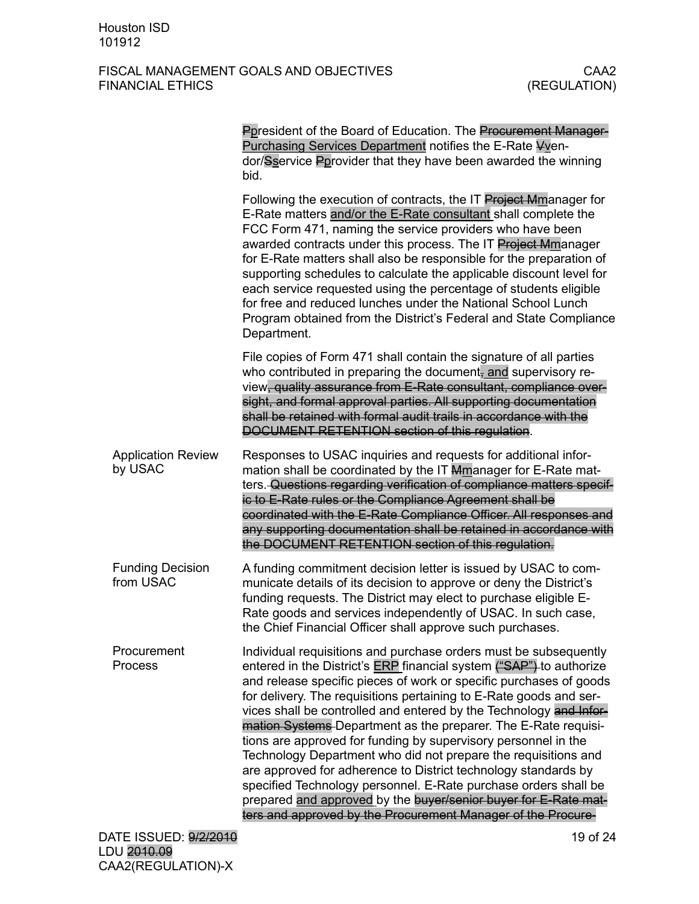~~P~~president of the Board of Education. The ~~Procurement Manager~~ Purchasing Services Department notifies the E-Rate ~~V~~vendor/~~S~~service ~~P~~provider that they have been awarded the winning bid.

Following the execution of contracts, the IT ~~Project M~~manager for E-Rate matters and/or the E-Rate consultant shall complete the FCC Form 471, naming the service providers who have been awarded contracts under this process. The IT ~~Project M~~manager for E-Rate matters shall also be responsible for the preparation of supporting schedules to calculate the applicable discount level for each service requested using the percentage of students eligible for free and reduced lunches under the National School Lunch Program obtained from the District's Federal and State Compliance Department.

File copies of Form 471 shall contain the signature of all parties who contributed in preparing the document~~,~~ and supervisory review~~, quality assurance from E-Rate consultant, compliance oversight, and formal approval parties. All supporting documentation shall be retained with formal audit trails in accordance with the DOCUMENT RETENTION section of this regulation~~.

**Application Review by USAC**

Responses to USAC inquiries and requests for additional information shall be coordinated by the IT ~~M~~manager for E-Rate matters. ~~Questions regarding verification of compliance matters specific to E-Rate rules or the Compliance Agreement shall be coordinated with the E-Rate Compliance Officer. All responses and any supporting documentation shall be retained in accordance with the DOCUMENT RETENTION section of this regulation.~~

**Funding Decision from USAC**

A funding commitment decision letter is issued by USAC to communicate details of its decision to approve or deny the District's funding requests. The District may elect to purchase eligible E-Rate goods and services independently of USAC. In such case, the Chief Financial Officer shall approve such purchases.

**Procurement Process**

Individual requisitions and purchase orders must be subsequently entered in the District's ERP financial system ~~("SAP")~~ to authorize and release specific pieces of work or specific purchases of goods for delivery. The requisitions pertaining to E-Rate goods and services shall be controlled and entered by the Technology ~~and Information Systems~~ Department as the preparer. The E-Rate requisitions are approved for funding by supervisory personnel in the Technology Department who did not prepare the requisitions and are approved for adherence to District technology standards by specified Technology personnel. E-Rate purchase orders shall be prepared and approved by the ~~buyer/senior buyer for E-Rate matters and approved by the Procurement Manager of the Procure-~~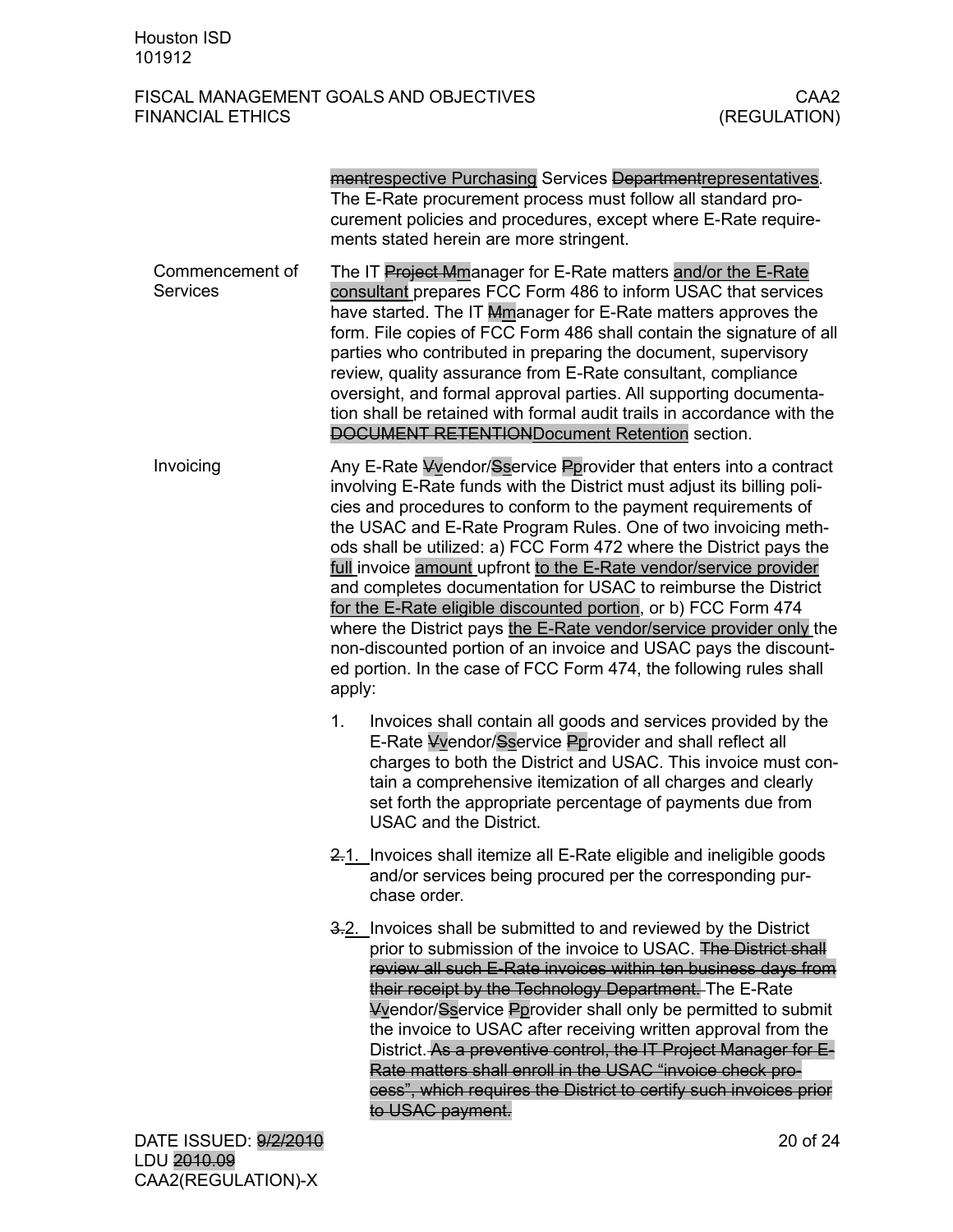~~ment~~respective Purchasing Services ~~Department~~representatives. The E-Rate procurement process must follow all standard procurement policies and procedures, except where E-Rate requirements stated herein are more stringent.

**Commencement of Services**

The IT ~~Project M~~manager for E-Rate matters and/or the E-Rate consultant prepares FCC Form 486 to inform USAC that services have started. The IT ~~M~~manager for E-Rate matters approves the form. File copies of FCC Form 486 shall contain the signature of all parties who contributed in preparing the document, supervisory review, quality assurance from E-Rate consultant, compliance oversight, and formal approval parties. All supporting documentation shall be retained with formal audit trails in accordance with the ~~DOCUMENT RETENTION~~Document Retention section.

**Invoicing**

Any E-Rate ~~V~~vendor/~~S~~service ~~P~~provider that enters into a contract involving E-Rate funds with the District must adjust its billing policies and procedures to conform to the payment requirements of the USAC and E-Rate Program Rules. One of two invoicing methods shall be utilized: a) FCC Form 472 where the District pays the full invoice amount upfront to the E-Rate vendor/service provider and completes documentation for USAC to reimburse the District for the E-Rate eligible discounted portion, or b) FCC Form 474 where the District pays the E-Rate vendor/service provider only the non-discounted portion of an invoice and USAC pays the discounted portion. In the case of FCC Form 474, the following rules shall apply:

1. Invoices shall contain all goods and services provided by the E-Rate ~~V~~vendor/~~S~~service ~~P~~provider and shall reflect all charges to both the District and USAC. This invoice must contain a comprehensive itemization of all charges and clearly set forth the appropriate percentage of payments due from USAC and the District.

~~2.~~1. Invoices shall itemize all E-Rate eligible and ineligible goods and/or services being procured per the corresponding purchase order.

~~3.~~2. Invoices shall be submitted to and reviewed by the District prior to submission of the invoice to USAC. ~~The District shall review all such E-Rate invoices within ten business days from their receipt by the Technology Department.~~ The E-Rate ~~V~~vendor/~~S~~service ~~P~~provider shall only be permitted to submit the invoice to USAC after receiving written approval from the District. ~~As a preventive control, the IT Project Manager for E-Rate matters shall enroll in the USAC “invoice check process”, which requires the District to certify such invoices prior to USAC payment.~~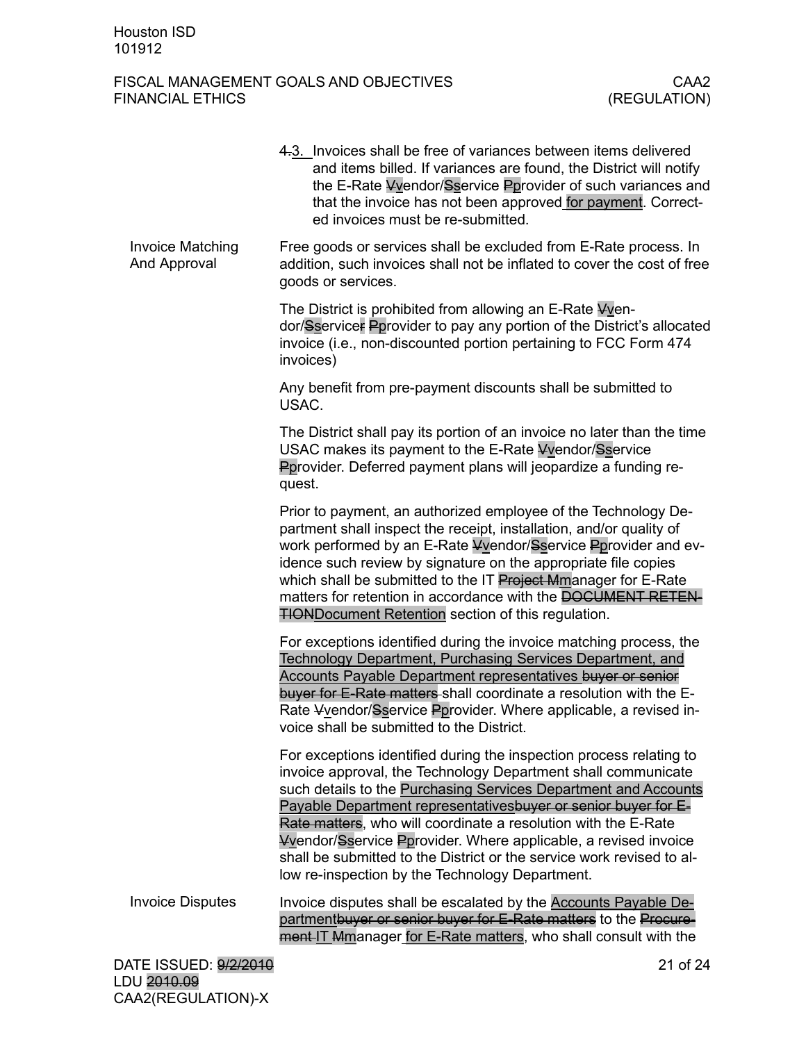~~4.~~3. Invoices shall be free of variances between items delivered and items billed. If variances are found, the District will notify the E-Rate ~~V~~vendor/~~S~~service ~~P~~provider of such variances and that the invoice has not been approved for payment. Corrected invoices must be re-submitted.

**Invoice Matching And Approval**

Free goods or services shall be excluded from E-Rate process. In addition, such invoices shall not be inflated to cover the cost of free goods or services.

The District is prohibited from allowing an E-Rate ~~V~~vendor/~~S~~service~~r~~ ~~P~~provider to pay any portion of the District's allocated invoice (i.e., non-discounted portion pertaining to FCC Form 474 invoices)

Any benefit from pre-payment discounts shall be submitted to USAC.

The District shall pay its portion of an invoice no later than the time USAC makes its payment to the E-Rate ~~V~~vendor/~~S~~service ~~P~~provider. Deferred payment plans will jeopardize a funding request.

Prior to payment, an authorized employee of the Technology Department shall inspect the receipt, installation, and/or quality of work performed by an E-Rate ~~V~~vendor/~~S~~service ~~P~~provider and evidence such review by signature on the appropriate file copies which shall be submitted to the IT ~~Project M~~manager for E-Rate matters for retention in accordance with the ~~DOCUMENT RETENTION~~Document Retention section of this regulation.

For exceptions identified during the invoice matching process, the Technology Department, Purchasing Services Department, and Accounts Payable Department representatives ~~buyer or senior buyer for E-Rate matters~~ shall coordinate a resolution with the E-Rate ~~V~~vendor/~~S~~service ~~P~~provider. Where applicable, a revised invoice shall be submitted to the District.

For exceptions identified during the inspection process relating to invoice approval, the Technology Department shall communicate such details to the Purchasing Services Department and Accounts Payable Department representatives~~buyer or senior buyer for E-Rate matters~~, who will coordinate a resolution with the E-Rate ~~V~~vendor/~~S~~service ~~P~~provider. Where applicable, a revised invoice shall be submitted to the District or the service work revised to allow re-inspection by the Technology Department.

**Invoice Disputes**

Invoice disputes shall be escalated by the Accounts Payable Department~~buyer or senior buyer for E-Rate matters~~ to the ~~Procurement~~ IT ~~M~~manager for E-Rate matters, who shall consult with the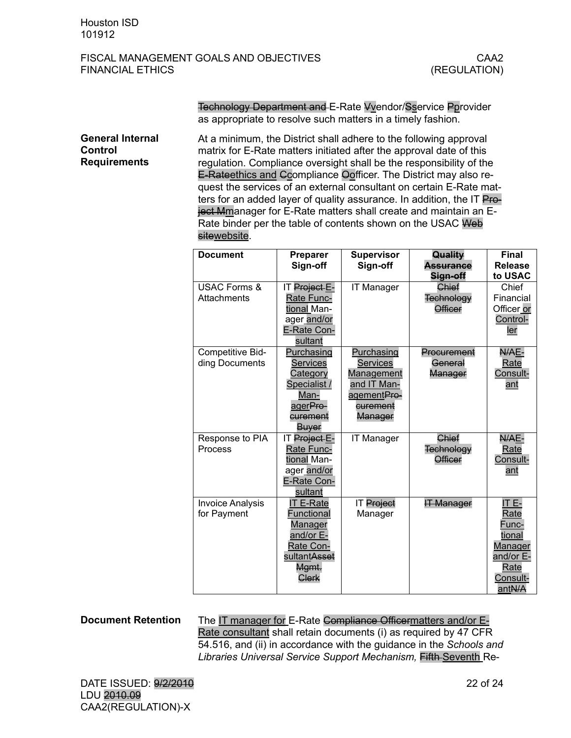~~Technology Department and~~ E-Rate ~~V~~vendor/~~S~~service ~~P~~provider as appropriate to resolve such matters in a timely fashion.

**General Internal Control Requirements**

At a minimum, the District shall adhere to the following approval matrix for E-Rate matters initiated after the approval date of this regulation. Compliance oversight shall be the responsibility of the ~~E-Rate~~ethics and ~~C~~compliance ~~O~~officer. The District may also request the services of an external consultant on certain E-Rate matters for an added layer of quality assurance. In addition, the IT ~~Project M~~manager for E-Rate matters shall create and maintain an E-Rate binder per the table of contents shown on the USAC ~~Web site~~website.

| Document | Preparer Sign-off | Supervisor Sign-off | ~~Quality Assurance Sign-off~~ | Final Release to USAC |
|---|---|---|---|---|
| USAC Forms & Attachments | IT ~~Project~~ E-Rate Functional Manager and/or E-Rate Consultant | IT Manager | ~~Chief Technology Officer~~ | Chief Financial Officer or Controller |
| Competitive Bidding Documents | Purchasing Services Category Specialist / Manager~~Procurement Buyer~~ | Purchasing Services Management and IT Management~~Procurement Manager~~ | ~~Procurement General Manager~~ | ~~N/A~~E-Rate Consultant |
| Response to PIA Process | IT ~~Project~~ E-Rate Functional Manager and/or E-Rate Consultant | IT Manager | ~~Chief Technology Officer~~ | ~~N/A~~E-Rate Consultant |
| Invoice Analysis for Payment | IT E-Rate Functional Manager and/or E-Rate Consultant~~Asset Mgmt. Clerk~~ | IT ~~Project~~ Manager | ~~IT Manager~~ | IT E-Rate Functional Manager and/or E-Rate Consultant~~N/A~~ |

**Document Retention**

The IT manager for E-Rate ~~Compliance Officer~~matters and/or E-Rate consultant shall retain documents (i) as required by 47 CFR 54.516, and (ii) in accordance with the guidance in the *Schools and Libraries Universal Service Support Mechanism,* ~~Fifth~~ Seventh Re-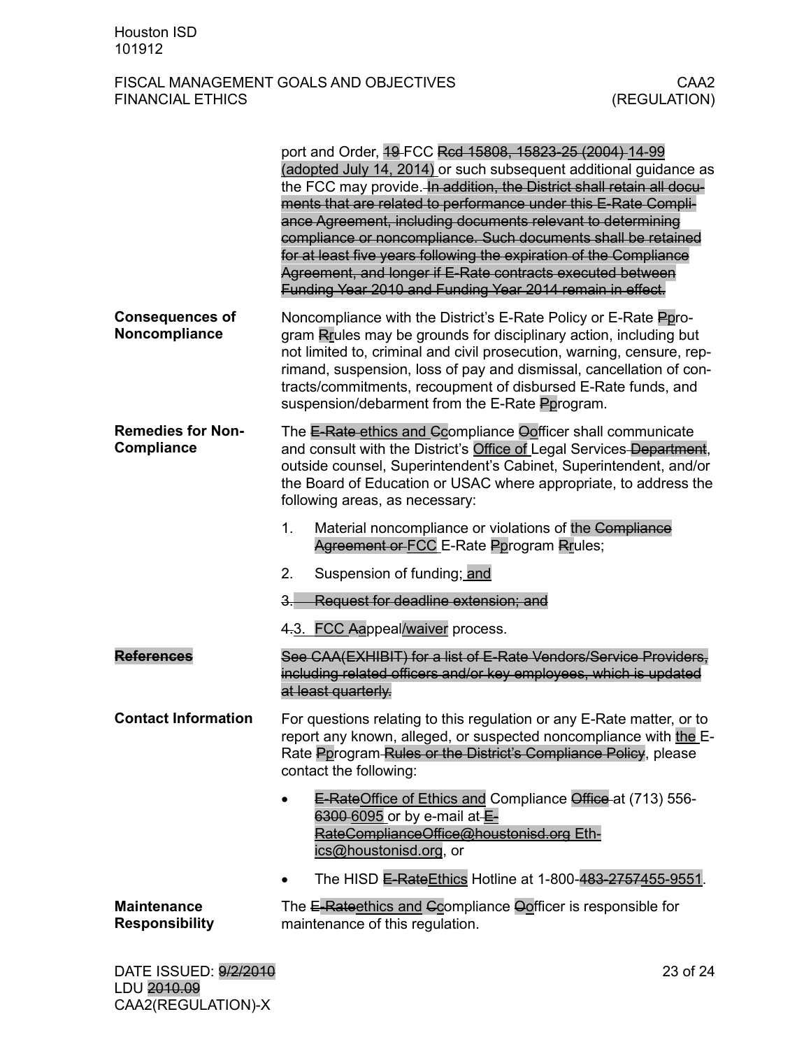port and Order, ~~19~~ FCC ~~Rcd 15808, 15823-25 (2004)~~ 14-99 (adopted July 14, 2014) or such subsequent additional guidance as the FCC may provide. ~~In addition, the District shall retain all documents that are related to performance under this E-Rate Compliance Agreement, including documents relevant to determining compliance or noncompliance. Such documents shall be retained for at least five years following the expiration of the Compliance Agreement, and longer if E-Rate contracts executed between Funding Year 2010 and Funding Year 2014 remain in effect.~~

**Consequences of Noncompliance**

Noncompliance with the District's E-Rate Policy or E-Rate ~~P~~program ~~R~~rules may be grounds for disciplinary action, including but not limited to, criminal and civil prosecution, warning, censure, reprimand, suspension, loss of pay and dismissal, cancellation of contracts/commitments, recoupment of disbursed E-Rate funds, and suspension/debarment from the E-Rate ~~P~~program.

**Remedies for Non-Compliance**

The ~~E-Rate~~ ethics and ~~C~~compliance ~~O~~officer shall communicate and consult with the District's Office of Legal Services ~~Department~~, outside counsel, Superintendent's Cabinet, Superintendent, and/or the Board of Education or USAC where appropriate, to address the following areas, as necessary:

1. Material noncompliance or violations of the ~~Compliance Agreement or~~ FCC E-Rate ~~P~~program ~~R~~rules;
2. Suspension of funding; and
3. ~~Request for deadline extension; and~~
4. ~~4.~~3. FCC ~~A~~appeal/waiver process.

~~**References**~~

~~See CAA(EXHIBIT) for a list of E-Rate Vendors/Service Providers, including related officers and/or key employees, which is updated at least quarterly.~~

**Contact Information**

For questions relating to this regulation or any E-Rate matter, or to report any known, alleged, or suspected noncompliance with the E-Rate ~~P~~program ~~Rules or the District's Compliance Policy~~, please contact the following:

- ~~E-Rate~~Office of Ethics and Compliance ~~Office~~ at (713) 556-~~6300~~ 6095 or by e-mail at ~~E-RateComplianceOffice@houstonisd.org~~ Ethics@houstonisd.org, or
- The HISD ~~E-Rate~~Ethics Hotline at 1-800-~~483-2757~~455-9551.

**Maintenance Responsibility**

The ~~E-Rate~~ethics and ~~C~~compliance ~~O~~officer is responsible for maintenance of this regulation.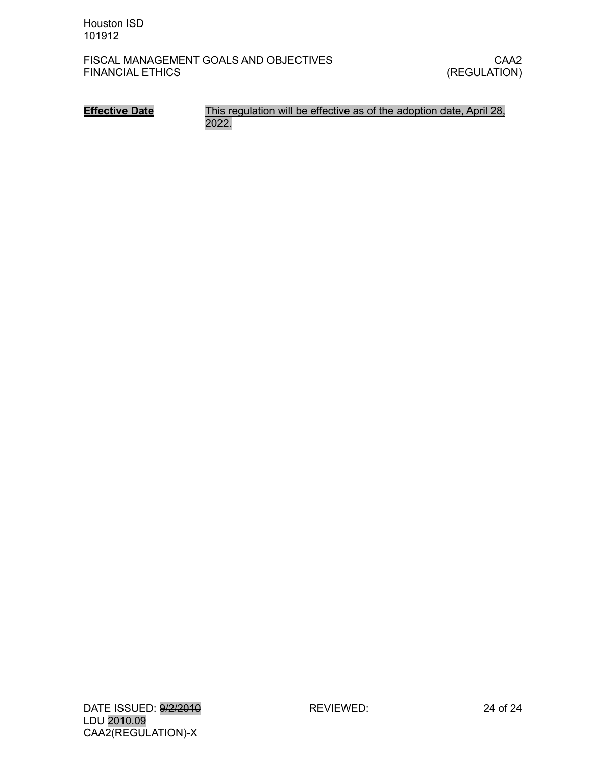**Effective Date**

This regulation will be effective as of the adoption date, April 28, 2022.